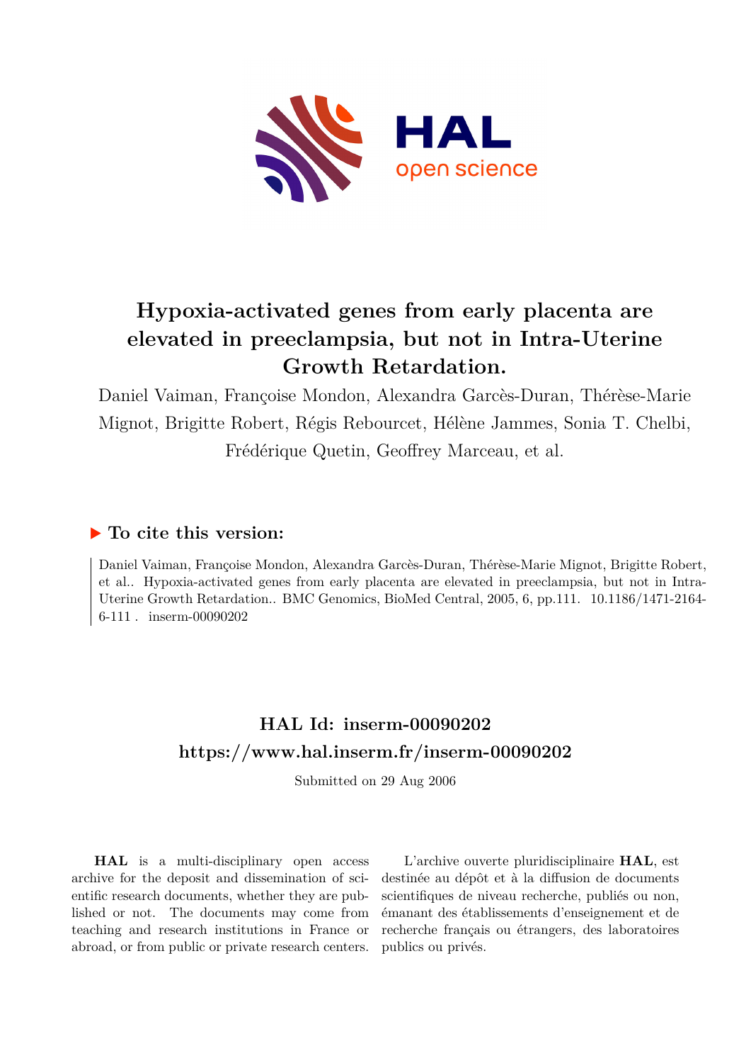# Hypoxia-activated genes from early placenta are elevated in preeclampsia, but not in Intra-Uterine Growth Retardation.

Daniel Vaiman, Françoise Mondon, Alexandra Garcès-Duran, Thérèse-Marie Mignot, Brigitte Robert, Régis Rebourcet, Hélène Jammes, Sonia T. Chelbi, Frédérique Quetin, Geoffrey Marceau, et al.

## ▶ To cite this version:

Daniel Vaiman, Françoise Mondon, Alexandra Garcès-Duran, Thérèse-Marie Mignot, Brigitte Robert, et al.. Hypoxia-activated genes from early placenta are elevated in preeclampsia, but not in Intra-Uterine Growth Retardation.. BMC Genomics, BioMed Central, 2005, 6, pp.111. 10.1186/1471-2164-6-111 . inserm-00090202

## HAL Id: inserm-00090202

## https://www.hal.inserm.fr/inserm-00090202

Submitted on 29 Aug 2006

**HAL** is a multi-disciplinary open access archive for the deposit and dissemination of scientific research documents, whether they are published or not. The documents may come from teaching and research institutions in France or abroad, or from public or private research centers.

L'archive ouverte pluridisciplinaire **HAL**, est destinée au dépôt et à la diffusion de documents scientifiques de niveau recherche, publiés ou non, émanant des établissements d'enseignement et de recherche français ou étrangers, des laboratoires publics ou privés.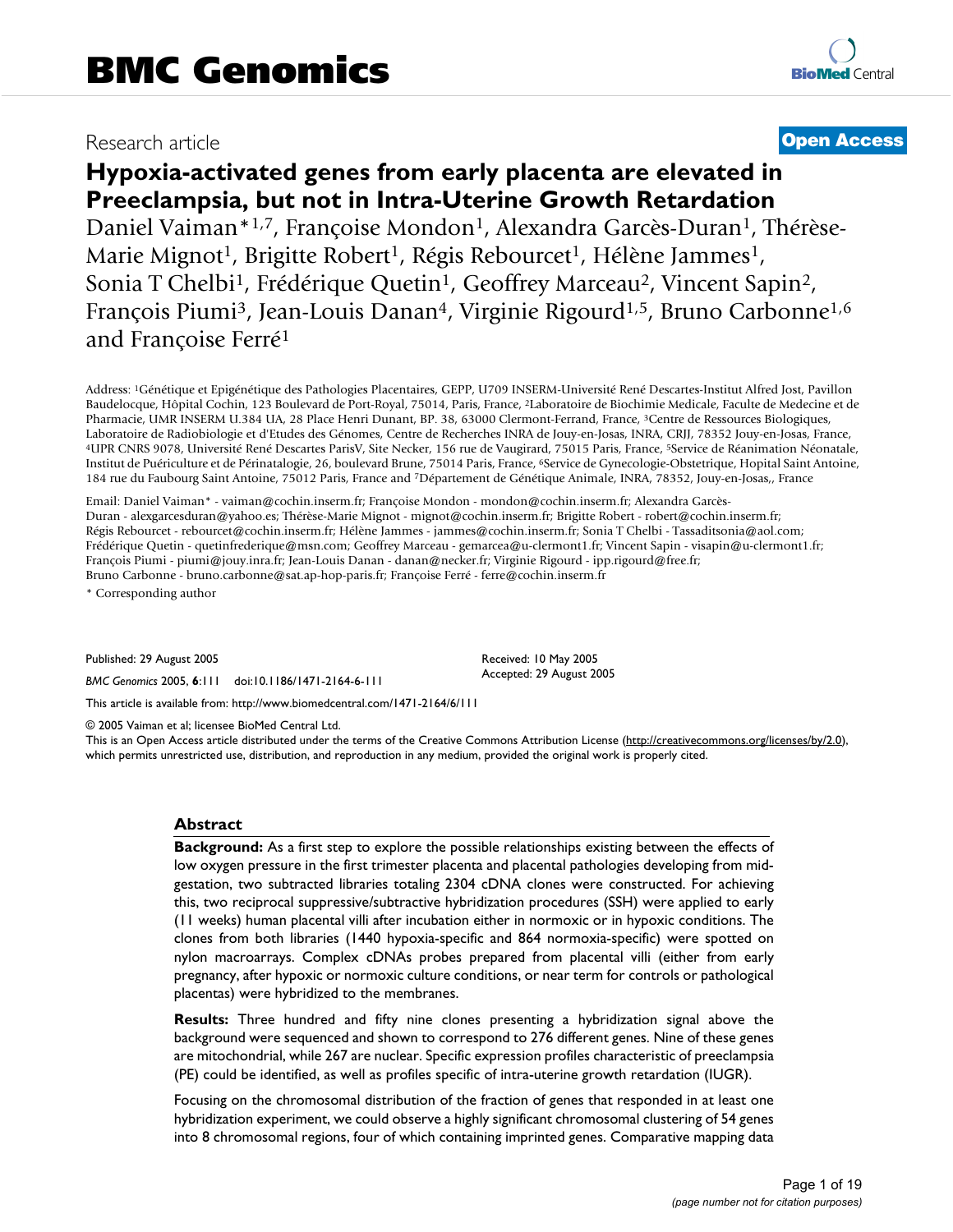# Hypoxia-activated genes from early placenta are elevated in Preeclampsia, but not in Intra-Uterine Growth Retardation

Daniel Vaiman*[1,7], Françoise Mondon[1], Alexandra Garcès-Duran[1], Thérèse-Marie Mignot[1], Brigitte Robert[1], Régis Rebourcet[1], Hélène Jammes[1], Sonia T Chelbi[1], Frédérique Quetin[1], Geoffrey Marceau[2], Vincent Sapin[2], François Piumi[3], Jean-Louis Danan[4], Virginie Rigourd[1,5], Bruno Carbonne[1,6] and Françoise Ferré[1]

Address: [1]Génétique et Epigénétique des Pathologies Placentaires, GEPP, U709 INSERM-Université René Descartes-Institut Alfred Jost, Pavillon Baudelocque, Hôpital Cochin, 123 Boulevard de Port-Royal, 75014, Paris, France, [2]Laboratoire de Biochimie Medicale, Faculte de Medecine et de Pharmacie, UMR INSERM U.384 UA, 28 Place Henri Dunant, BP. 38, 63000 Clermont-Ferrand, France, [3]Centre de Ressources Biologiques, Laboratoire de Radiobiologie et d'Etudes des Génomes, Centre de Recherches INRA de Jouy-en-Josas, INRA, CRJJ, 78352 Jouy-en-Josas, France, [4]UPR CNRS 9078, Université René Descartes ParisV, Site Necker, 156 rue de Vaugirard, 75015 Paris, France, [5]Service de Réanimation Néonatale, Institut de Puériculture et de Périnatalogie, 26, boulevard Brune, 75014 Paris, France, [6]Service de Gynecologie-Obstetrique, Hopital Saint Antoine, 184 rue du Faubourg Saint Antoine, 75012 Paris, France and [7]Département de Génétique Animale, INRA, 78352, Jouy-en-Josas,, France

Email: Daniel Vaiman* - vaiman@cochin.inserm.fr; Françoise Mondon - mondon@cochin.inserm.fr; Alexandra Garcès-Duran - alexgarcesduran@yahoo.es; Thérèse-Marie Mignot - mignot@cochin.inserm.fr; Brigitte Robert - robert@cochin.inserm.fr; Régis Rebourcet - rebourcet@cochin.inserm.fr; Hélène Jammes - jammes@cochin.inserm.fr; Sonia T Chelbi - Tassaditsonia@aol.com; Frédérique Quetin - quetinfrederique@msn.com; Geoffrey Marceau - gemarcea@u-clermont1.fr; Vincent Sapin - visapin@u-clermont1.fr; François Piumi - piumi@jouy.inra.fr; Jean-Louis Danan - danan@necker.fr; Virginie Rigourd - ipp.rigourd@free.fr; Bruno Carbonne - bruno.carbonne@sat.ap-hop-paris.fr; Françoise Ferré - ferre@cochin.inserm.fr

\* Corresponding author

Published: 29 August 2005

*BMC Genomics* 2005, **6**:111 doi:10.1186/1471-2164-6-111

Received: 10 May 2005
Accepted: 29 August 2005

This article is available from: http://www.biomedcentral.com/1471-2164/6/111

© 2005 Vaiman et al; licensee BioMed Central Ltd.
This is an Open Access article distributed under the terms of the Creative Commons Attribution License (http://creativecommons.org/licenses/by/2.0), which permits unrestricted use, distribution, and reproduction in any medium, provided the original work is properly cited.

## Abstract

**Background:** As a first step to explore the possible relationships existing between the effects of low oxygen pressure in the first trimester placenta and placental pathologies developing from mid-gestation, two subtracted libraries totaling 2304 cDNA clones were constructed. For achieving this, two reciprocal suppressive/subtractive hybridization procedures (SSH) were applied to early (11 weeks) human placental villi after incubation either in normoxic or in hypoxic conditions. The clones from both libraries (1440 hypoxia-specific and 864 normoxia-specific) were spotted on nylon macroarrays. Complex cDNAs probes prepared from placental villi (either from early pregnancy, after hypoxic or normoxic culture conditions, or near term for controls or pathological placentas) were hybridized to the membranes.

**Results:** Three hundred and fifty nine clones presenting a hybridization signal above the background were sequenced and shown to correspond to 276 different genes. Nine of these genes are mitochondrial, while 267 are nuclear. Specific expression profiles characteristic of preeclampsia (PE) could be identified, as well as profiles specific of intra-uterine growth retardation (IUGR).

Focusing on the chromosomal distribution of the fraction of genes that responded in at least one hybridization experiment, we could observe a highly significant chromosomal clustering of 54 genes into 8 chromosomal regions, four of which containing imprinted genes. Comparative mapping data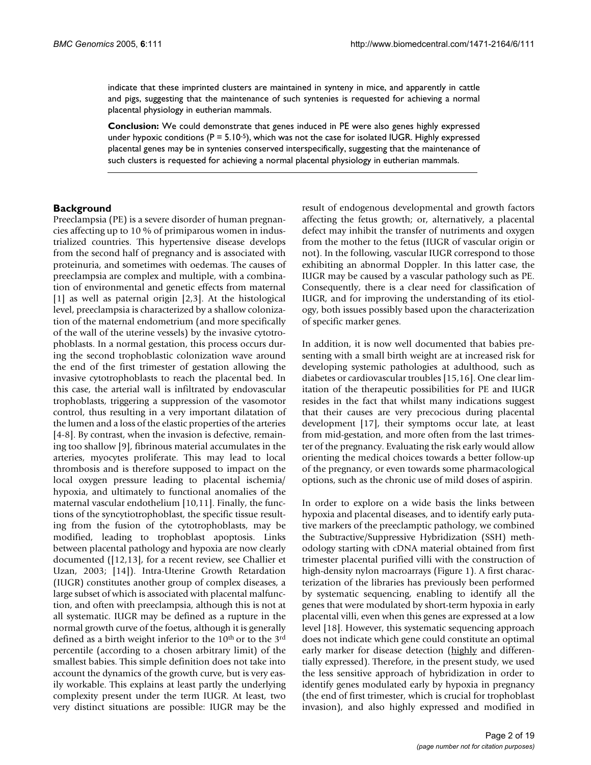indicate that these imprinted clusters are maintained in synteny in mice, and apparently in cattle and pigs, suggesting that the maintenance of such syntenies is requested for achieving a normal placental physiology in eutherian mammals.

**Conclusion:** We could demonstrate that genes induced in PE were also genes highly expressed under hypoxic conditions ($P = 5.10^{-5}$), which was not the case for isolated IUGR. Highly expressed placental genes may be in syntenies conserved interspecifically, suggesting that the maintenance of such clusters is requested for achieving a normal placental physiology in eutherian mammals.

## Background

Preeclampsia (PE) is a severe disorder of human pregnancies affecting up to 10 % of primiparous women in industrialized countries. This hypertensive disease develops from the second half of pregnancy and is associated with proteinuria, and sometimes with oedemas. The causes of preeclampsia are complex and multiple, with a combination of environmental and genetic effects from maternal [1] as well as paternal origin [2,3]. At the histological level, preeclampsia is characterized by a shallow colonization of the maternal endometrium (and more specifically of the wall of the uterine vessels) by the invasive cytotrophoblasts. In a normal gestation, this process occurs during the second trophoblastic colonization wave around the end of the first trimester of gestation allowing the invasive cytotrophoblasts to reach the placental bed. In this case, the arterial wall is infiltrated by endovascular trophoblasts, triggering a suppression of the vasomotor control, thus resulting in a very important dilatation of the lumen and a loss of the elastic properties of the arteries [4-8]. By contrast, when the invasion is defective, remaining too shallow [9], fibrinous material accumulates in the arteries, myocytes proliferate. This may lead to local thrombosis and is therefore supposed to impact on the local oxygen pressure leading to placental ischemia/ hypoxia, and ultimately to functional anomalies of the maternal vascular endothelium [10,11]. Finally, the functions of the syncytiotrophoblast, the specific tissue resulting from the fusion of the cytotrophoblasts, may be modified, leading to trophoblast apoptosis. Links between placental pathology and hypoxia are now clearly documented ([12,13], for a recent review, see Challier et Uzan, 2003; [14]). Intra-Uterine Growth Retardation (IUGR) constitutes another group of complex diseases, a large subset of which is associated with placental malfunction, and often with preeclampsia, although this is not at all systematic. IUGR may be defined as a rupture in the normal growth curve of the foetus, although it is generally defined as a birth weight inferior to the 10th or to the 3rd percentile (according to a chosen arbitrary limit) of the smallest babies. This simple definition does not take into account the dynamics of the growth curve, but is very easily workable. This explains at least partly the underlying complexity present under the term IUGR. At least, two very distinct situations are possible: IUGR may be the result of endogenous developmental and growth factors affecting the fetus growth; or, alternatively, a placental defect may inhibit the transfer of nutriments and oxygen from the mother to the fetus (IUGR of vascular origin or not). In the following, vascular IUGR correspond to those exhibiting an abnormal Doppler. In this latter case, the IUGR may be caused by a vascular pathology such as PE. Consequently, there is a clear need for classification of IUGR, and for improving the understanding of its etiology, both issues possibly based upon the characterization of specific marker genes.

In addition, it is now well documented that babies presenting with a small birth weight are at increased risk for developing systemic pathologies at adulthood, such as diabetes or cardiovascular troubles [15,16]. One clear limitation of the therapeutic possibilities for PE and IUGR resides in the fact that whilst many indications suggest that their causes are very precocious during placental development [17], their symptoms occur late, at least from mid-gestation, and more often from the last trimester of the pregnancy. Evaluating the risk early would allow orienting the medical choices towards a better follow-up of the pregnancy, or even towards some pharmacological options, such as the chronic use of mild doses of aspirin.

In order to explore on a wide basis the links between hypoxia and placental diseases, and to identify early putative markers of the preeclamptic pathology, we combined the Subtractive/Suppressive Hybridization (SSH) methodology starting with cDNA material obtained from first trimester placental purified villi with the construction of high-density nylon macroarrays (Figure 1). A first characterization of the libraries has previously been performed by systematic sequencing, enabling to identify all the genes that were modulated by short-term hypoxia in early placental villi, even when this genes are expressed at a low level [18]. However, this systematic sequencing approach does not indicate which gene could constitute an optimal early marker for disease detection (highly and differentially expressed). Therefore, in the present study, we used the less sensitive approach of hybridization in order to identify genes modulated early by hypoxia in pregnancy (the end of first trimester, which is crucial for trophoblast invasion), and also highly expressed and modified in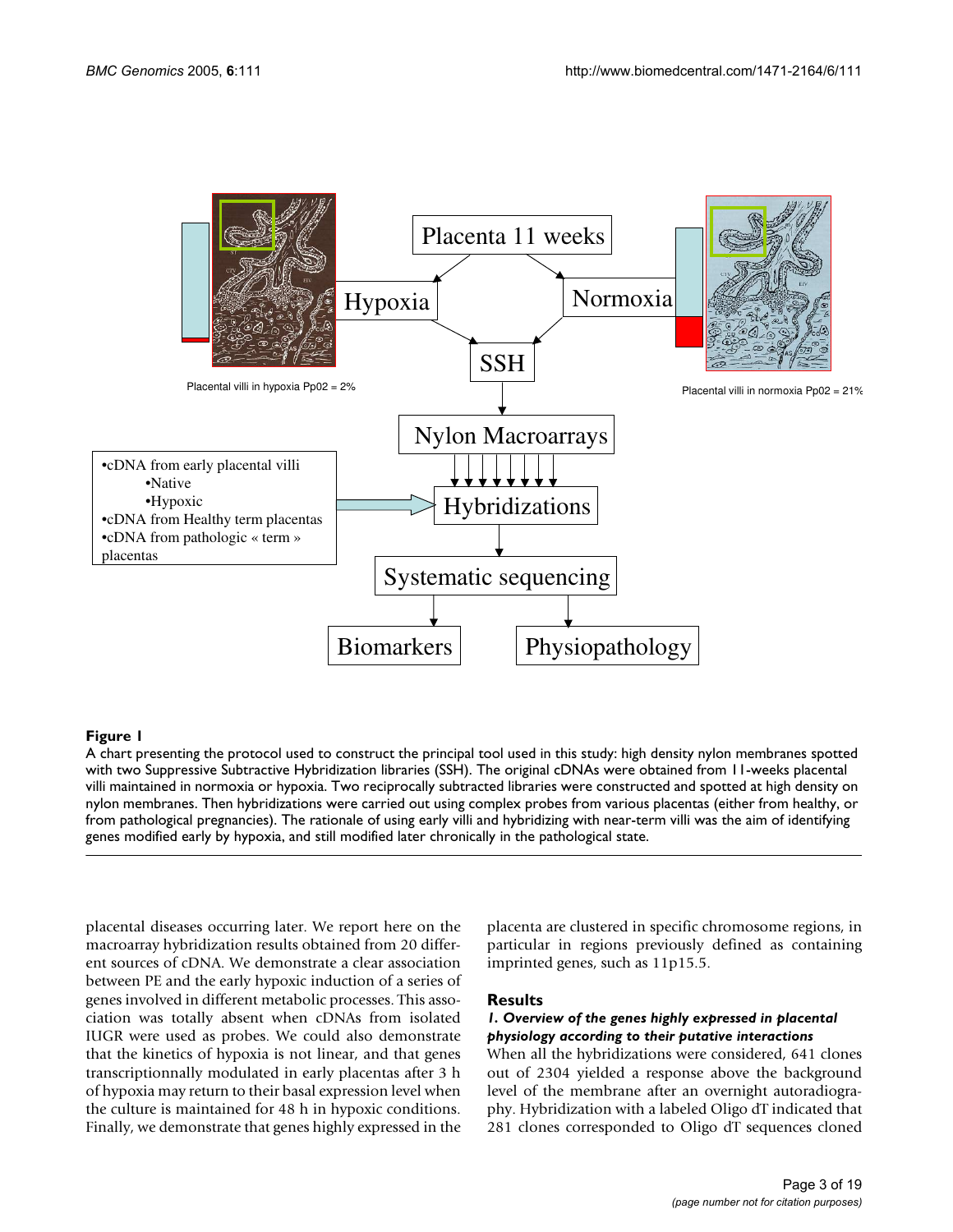**Figure 1**
A chart presenting the protocol used to construct the principal tool used in this study: high density nylon membranes spotted with two Suppressive Subtractive Hybridization libraries (SSH). The original cDNAs were obtained from 11-weeks placental villi maintained in normoxia or hypoxia. Two reciprocally subtracted libraries were constructed and spotted at high density on nylon membranes. Then hybridizations were carried out using complex probes from various placentas (either from healthy, or from pathological pregnancies). The rationale of using early villi and hybridizing with near-term villi was the aim of identifying genes modified early by hypoxia, and still modified later chronically in the pathological state.

placental diseases occurring later. We report here on the macroarray hybridization results obtained from 20 different sources of cDNA. We demonstrate a clear association between PE and the early hypoxic induction of a series of genes involved in different metabolic processes. This association was totally absent when cDNAs from isolated IUGR were used as probes. We could also demonstrate that the kinetics of hypoxia is not linear, and that genes transcriptionnally modulated in early placentas after 3 h of hypoxia may return to their basal expression level when the culture is maintained for 48 h in hypoxic conditions. Finally, we demonstrate that genes highly expressed in the placenta are clustered in specific chromosome regions, in particular in regions previously defined as containing imprinted genes, such as 11p15.5.

## Results

### *1. Overview of the genes highly expressed in placental physiology according to their putative interactions*

When all the hybridizations were considered, 641 clones out of 2304 yielded a response above the background level of the membrane after an overnight autoradiography. Hybridization with a labeled Oligo dT indicated that 281 clones corresponded to Oligo dT sequences cloned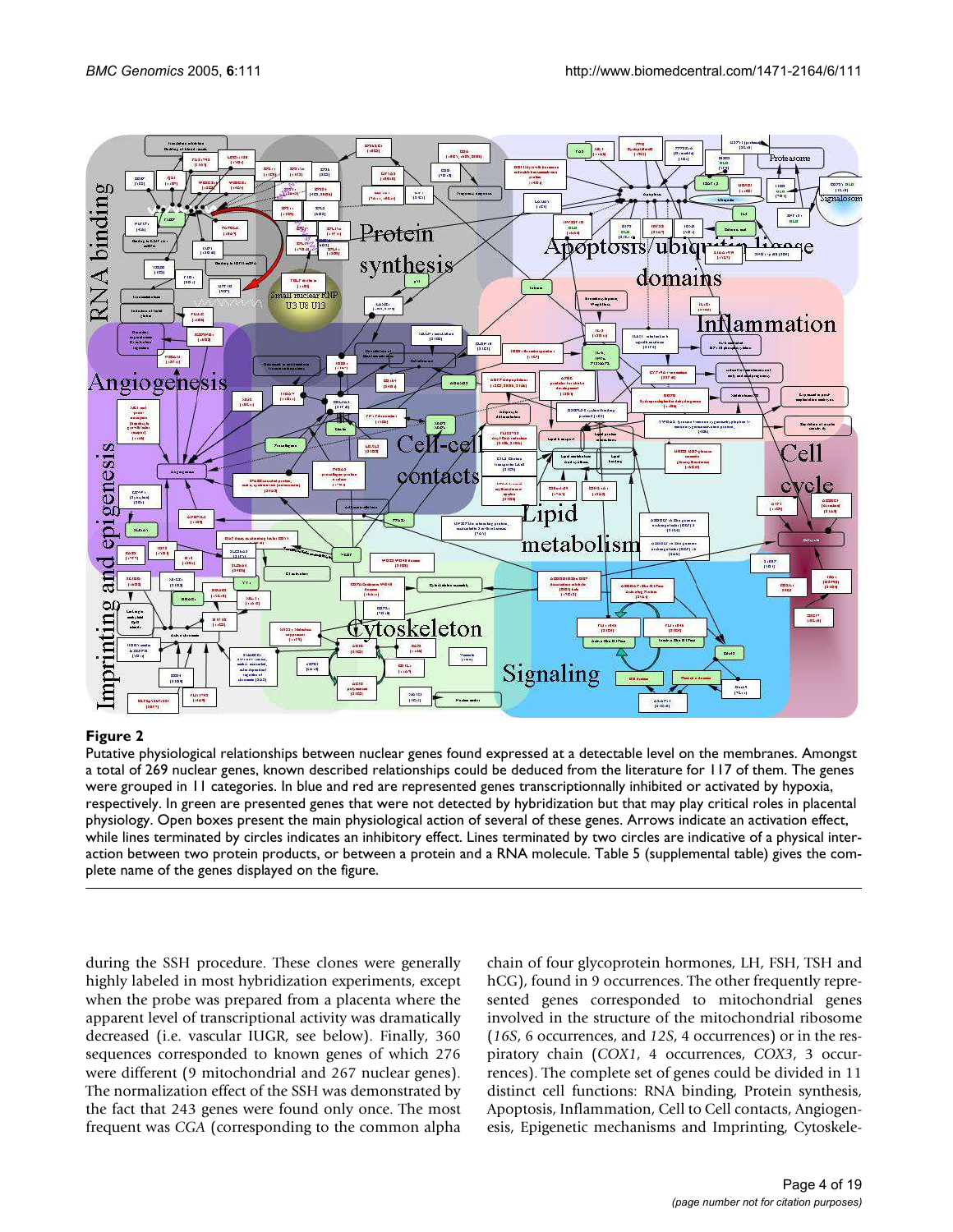**Figure 2**

Putative physiological relationships between nuclear genes found expressed at a detectable level on the membranes. Amongst a total of 269 nuclear genes, known described relationships could be deduced from the literature for 117 of them. The genes were grouped in 11 categories. In blue and red are represented genes transcriptionnally inhibited or activated by hypoxia, respectively. In green are presented genes that were not detected by hybridization but that may play critical roles in placental physiology. Open boxes present the main physiological action of several of these genes. Arrows indicate an activation effect, while lines terminated by circles indicates an inhibitory effect. Lines terminated by two circles are indicative of a physical interaction between two protein products, or between a protein and a RNA molecule. Table 5 (supplemental table) gives the complete name of the genes displayed on the figure.

during the SSH procedure. These clones were generally highly labeled in most hybridization experiments, except when the probe was prepared from a placenta where the apparent level of transcriptional activity was dramatically decreased (i.e. vascular IUGR, see below). Finally, 360 sequences corresponded to known genes of which 276 were different (9 mitochondrial and 267 nuclear genes). The normalization effect of the SSH was demonstrated by the fact that 243 genes were found only once. The most frequent was *CGA* (corresponding to the common alpha chain of four glycoprotein hormones, LH, FSH, TSH and hCG), found in 9 occurrences. The other frequently represented genes corresponded to mitochondrial genes involved in the structure of the mitochondrial ribosome (*16S*, 6 occurrences, and *12S*, 4 occurrences) or in the respiratory chain (*COX1*, 4 occurrences, *COX3*, 3 occurrences). The complete set of genes could be divided in 11 distinct cell functions: RNA binding, Protein synthesis, Apoptosis, Inflammation, Cell to Cell contacts, Angiogenesis, Epigenetic mechanisms and Imprinting, Cytoskele-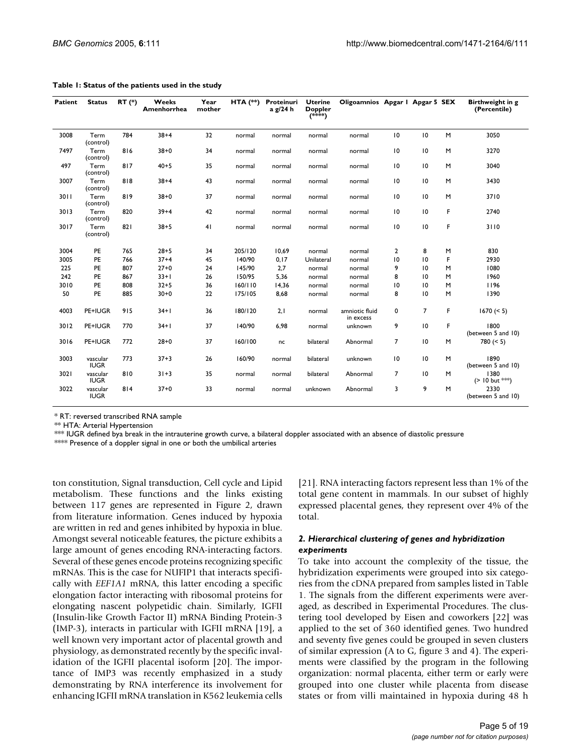**Table 1: Status of the patients used in the study**

| Patient | Status | RT (*) | Weeks Amenhorrhea | Year mother | HTA (**) | Proteinuri a g/24 h | Uterine Doppler (****) | Oligoamnios | Apgar 1 | Apgar 5 | SEX | Birthweight in g (Percentile) |
|---|---|---|---|---|---|---|---|---|---|---|---|---|
| 3008 | Term (control) | 784 | 38+4 | 32 | normal | normal | normal | normal | 10 | 10 | M | 3050 |
| 7497 | Term (control) | 816 | 38+0 | 34 | normal | normal | normal | normal | 10 | 10 | M | 3270 |
| 497 | Term (control) | 817 | 40+5 | 35 | normal | normal | normal | normal | 10 | 10 | M | 3040 |
| 3007 | Term (control) | 818 | 38+4 | 43 | normal | normal | normal | normal | 10 | 10 | M | 3430 |
| 3011 | Term (control) | 819 | 38+0 | 37 | normal | normal | normal | normal | 10 | 10 | M | 3710 |
| 3013 | Term (control) | 820 | 39+4 | 42 | normal | normal | normal | normal | 10 | 10 | F | 2740 |
| 3017 | Term (control) | 821 | 38+5 | 41 | normal | normal | normal | normal | 10 | 10 | F | 3110 |
| 3004 | PE | 765 | 28+5 | 34 | 205/120 | 10,69 | normal | normal | 2 | 8 | M | 830 |
| 3005 | PE | 766 | 37+4 | 45 | 140/90 | 0,17 | Unilateral | normal | 10 | 10 | F | 2930 |
| 225 | PE | 807 | 27+0 | 24 | 145/90 | 2,7 | normal | normal | 9 | 10 | M | 1080 |
| 242 | PE | 867 | 33+1 | 26 | 150/95 | 5,36 | normal | normal | 8 | 10 | M | 1960 |
| 3010 | PE | 808 | 32+5 | 36 | 160/110 | 14,36 | normal | normal | 10 | 10 | M | 1196 |
| 50 | PE | 885 | 30+0 | 22 | 175/105 | 8,68 | normal | normal | 8 | 10 | M | 1390 |
| 4003 | PE+IUGR | 915 | 34+1 | 36 | 180/120 | 2,1 | normal | amniotic fluid in excess | 0 | 7 | F | 1670 (< 5) |
| 3012 | PE+IUGR | 770 | 34+1 | 37 | 140/90 | 6,98 | normal | unknown | 9 | 10 | F | 1800 (between 5 and 10) |
| 3016 | PE+IUGR | 772 | 28+0 | 37 | 160/100 | nc | bilateral | Abnormal | 7 | 10 | M | 780 (< 5) |
| 3003 | vascular IUGR | 773 | 37+3 | 26 | 160/90 | normal | bilateral | unknown | 10 | 10 | M | 1890 (between 5 and 10) |
| 3021 | vascular IUGR | 810 | 31+3 | 35 | normal | normal | bilateral | Abnormal | 7 | 10 | M | 1380 (> 10 but ***) |
| 3022 | vascular IUGR | 814 | 37+0 | 33 | normal | normal | unknown | Abnormal | 3 | 9 | M | 2330 (between 5 and 10) |

* RT: reversed transcribed RNA sample

** HTA: Arterial Hypertension

*** IUGR defined bya break in the intrauterine growth curve, a bilateral doppler associated with an absence of diastolic pressure

**** Presence of a doppler signal in one or both the umbilical arteries

ton constitution, Signal transduction, Cell cycle and Lipid metabolism. These functions and the links existing between 117 genes are represented in Figure 2, drawn from literature information. Genes induced by hypoxia are written in red and genes inhibited by hypoxia in blue. Amongst several noticeable features, the picture exhibits a large amount of genes encoding RNA-interacting factors. Several of these genes encode proteins recognizing specific mRNAs. This is the case for NUFIP1 that interacts specifically with *EEF1A1* mRNA, this latter encoding a specific elongation factor interacting with ribosomal proteins for elongating nascent polypetidic chain. Similarly, IGFII (Insulin-like Growth Factor II) mRNA Binding Protein-3 (IMP-3), interacts in particular with IGFII mRNA [19], a well known very important actor of placental growth and physiology, as demonstrated recently by the specific invalidation of the IGFII placental isoform [20]. The importance of IMP3 was recently emphasized in a study demonstrating by RNA interference its involvement for enhancing IGFII mRNA translation in K562 leukemia cells [21]. RNA interacting factors represent less than 1% of the total gene content in mammals. In our subset of highly expressed placental genes, they represent over 4% of the total.

### *2. Hierarchical clustering of genes and hybridization experiments*

To take into account the complexity of the tissue, the hybridization experiments were grouped into six categories from the cDNA prepared from samples listed in Table 1. The signals from the different experiments were averaged, as described in Experimental Procedures. The clustering tool developed by Eisen and coworkers [22] was applied to the set of 360 identified genes. Two hundred and seventy five genes could be grouped in seven clusters of similar expression (A to G, figure 3 and 4). The experiments were classified by the program in the following organization: normal placenta, either term or early were grouped into one cluster while placenta from disease states or from villi maintained in hypoxia during 48 h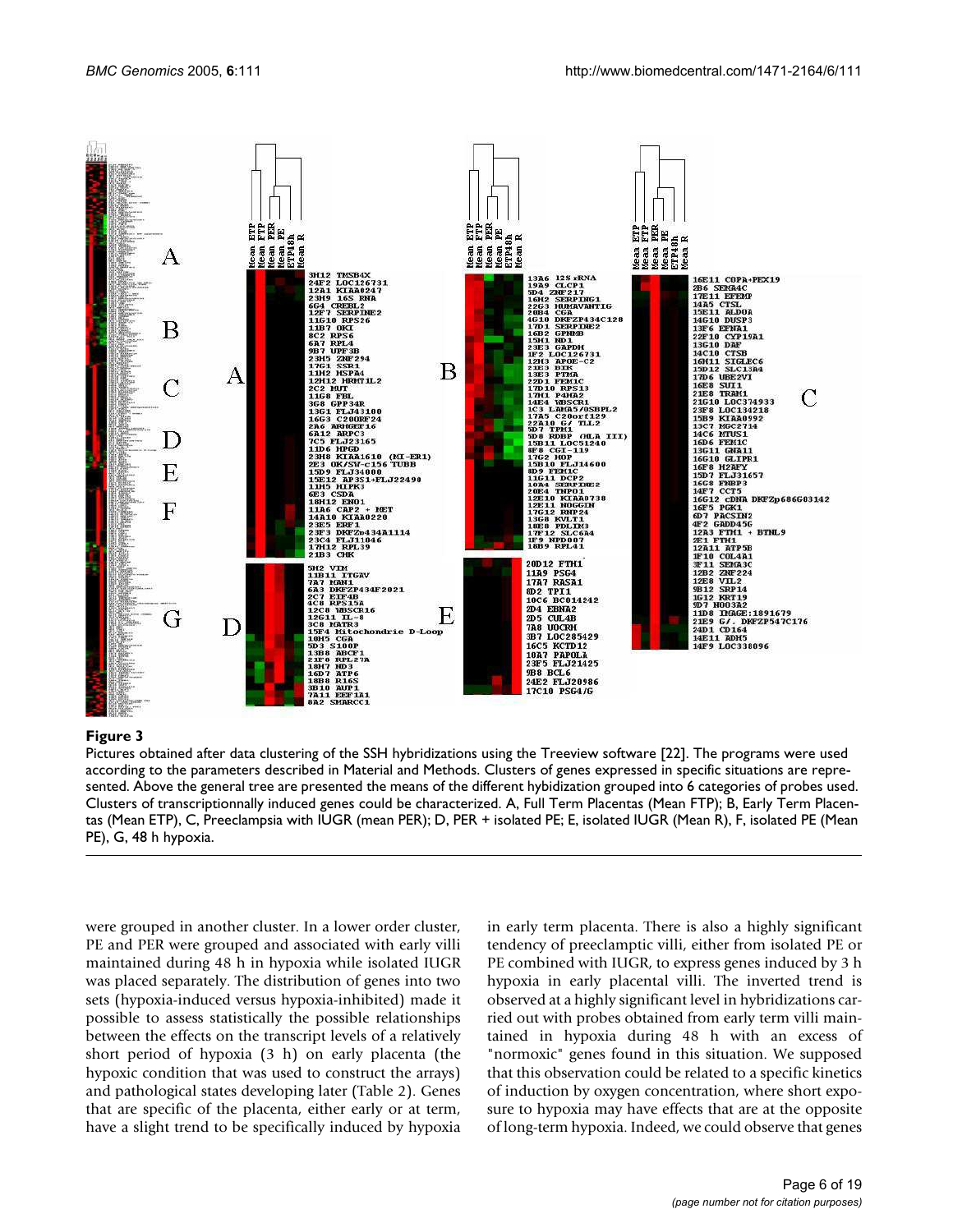**Figure 3**

Pictures obtained after data clustering of the SSH hybridizations using the Treeview software [22]. The programs were used according to the parameters described in Material and Methods. Clusters of genes expressed in specific situations are represented. Above the general tree are presented the means of the different hybidization grouped into 6 categories of probes used. Clusters of transcriptionnally induced genes could be characterized. A, Full Term Placentas (Mean FTP); B, Early Term Placentas (Mean ETP), C, Preeclampsia with IUGR (mean PER); D, PER + isolated PE; E, isolated IUGR (Mean R), F, isolated PE (Mean PE), G, 48 h hypoxia.

were grouped in another cluster. In a lower order cluster, PE and PER were grouped and associated with early villi maintained during 48 h in hypoxia while isolated IUGR was placed separately. The distribution of genes into two sets (hypoxia-induced versus hypoxia-inhibited) made it possible to assess statistically the possible relationships between the effects on the transcript levels of a relatively short period of hypoxia (3 h) on early placenta (the hypoxic condition that was used to construct the arrays) and pathological states developing later (Table 2). Genes that are specific of the placenta, either early or at term, have a slight trend to be specifically induced by hypoxia in early term placenta. There is also a highly significant tendency of preeclamptic villi, either from isolated PE or PE combined with IUGR, to express genes induced by 3 h hypoxia in early placental villi. The inverted trend is observed at a highly significant level in hybridizations carried out with probes obtained from early term villi maintained in hypoxia during 48 h with an excess of "normoxic" genes found in this situation. We supposed that this observation could be related to a specific kinetics of induction by oxygen concentration, where short exposure to hypoxia may have effects that are at the opposite of long-term hypoxia. Indeed, we could observe that genes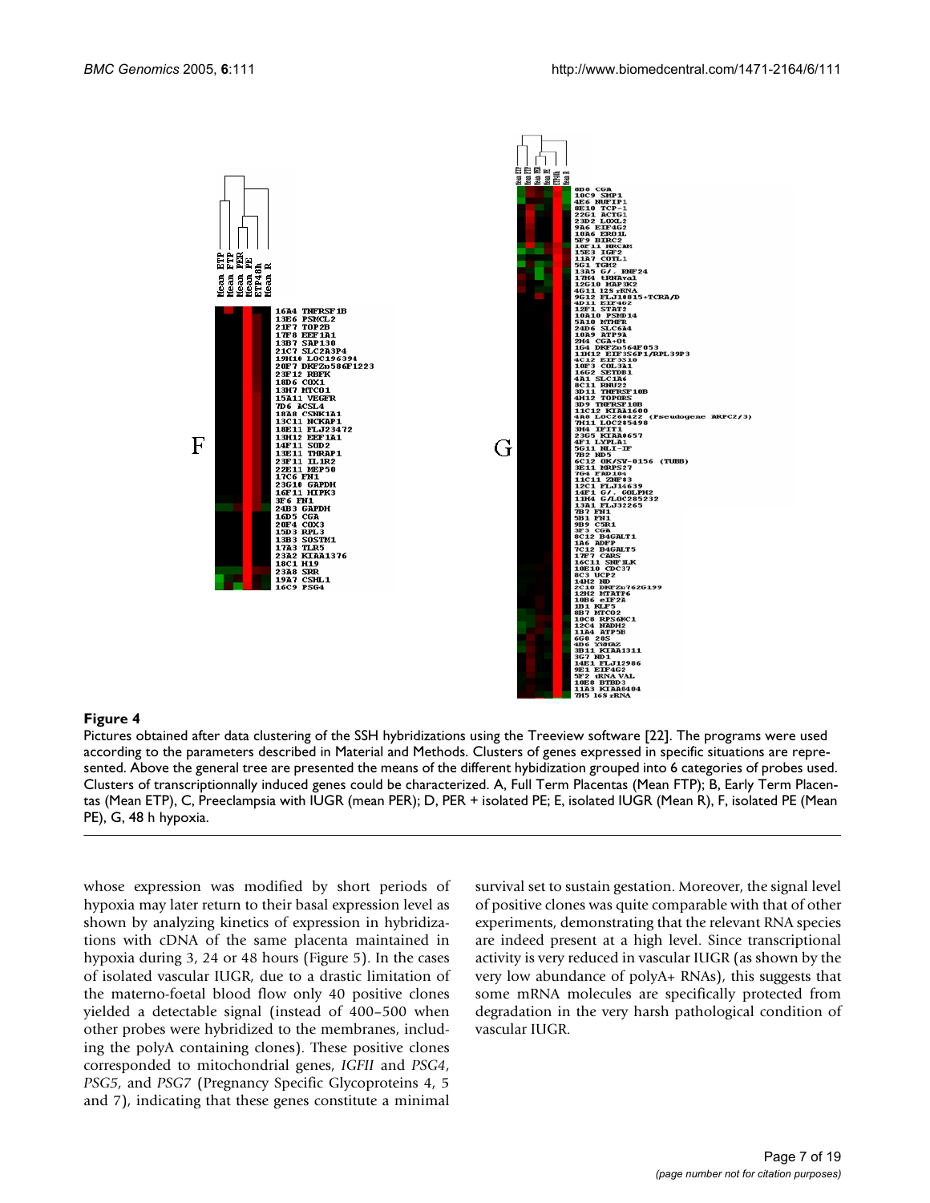**Figure 4**

Pictures obtained after data clustering of the SSH hybridizations using the Treeview software [22]. The programs were used according to the parameters described in Material and Methods. Clusters of genes expressed in specific situations are represented. Above the general tree are presented the means of the different hybidization grouped into 6 categories of probes used. Clusters of transcriptionnally induced genes could be characterized. A, Full Term Placentas (Mean FTP); B, Early Term Placentas (Mean ETP), C, Preeclampsia with IUGR (mean PER); D, PER + isolated PE; E, isolated IUGR (Mean R), F, isolated PE (Mean PE), G, 48 h hypoxia.

whose expression was modified by short periods of hypoxia may later return to their basal expression level as shown by analyzing kinetics of expression in hybridizations with cDNA of the same placenta maintained in hypoxia during 3, 24 or 48 hours (Figure 5). In the cases of isolated vascular IUGR, due to a drastic limitation of the materno-foetal blood flow only 40 positive clones yielded a detectable signal (instead of 400–500 when other probes were hybridized to the membranes, including the polyA containing clones). These positive clones corresponded to mitochondrial genes, *IGFII* and *PSG4*, *PSG5*, and *PSG7* (Pregnancy Specific Glycoproteins 4, 5 and 7), indicating that these genes constitute a minimal survival set to sustain gestation. Moreover, the signal level of positive clones was quite comparable with that of other experiments, demonstrating that the relevant RNA species are indeed present at a high level. Since transcriptional activity is very reduced in vascular IUGR (as shown by the very low abundance of polyA+ RNAs), this suggests that some mRNA molecules are specifically protected from degradation in the very harsh pathological condition of vascular IUGR.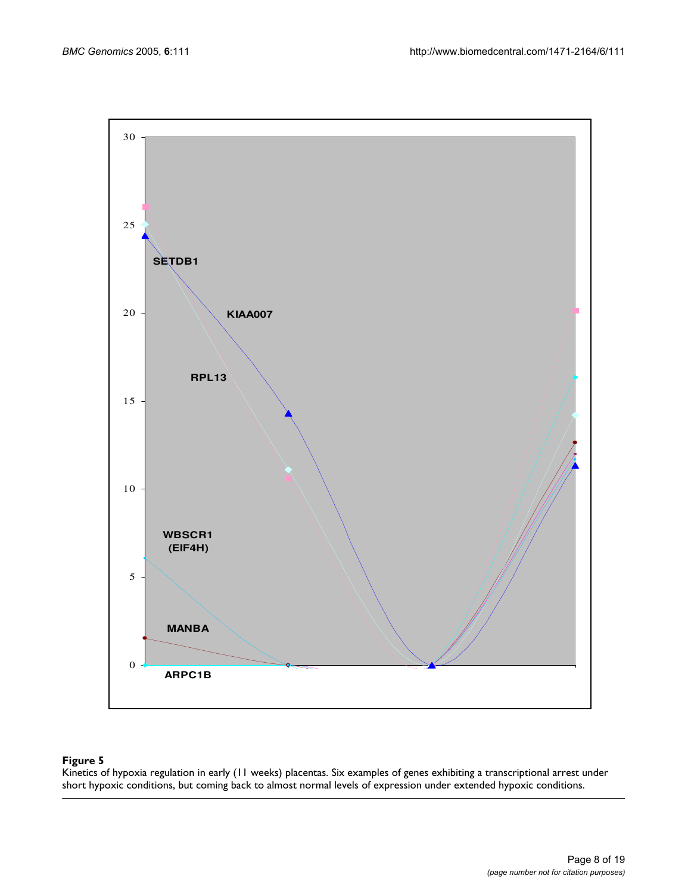**Figure 5**
Kinetics of hypoxia regulation in early (11 weeks) placentas. Six examples of genes exhibiting a transcriptional arrest under short hypoxic conditions, but coming back to almost normal levels of expression under extended hypoxic conditions.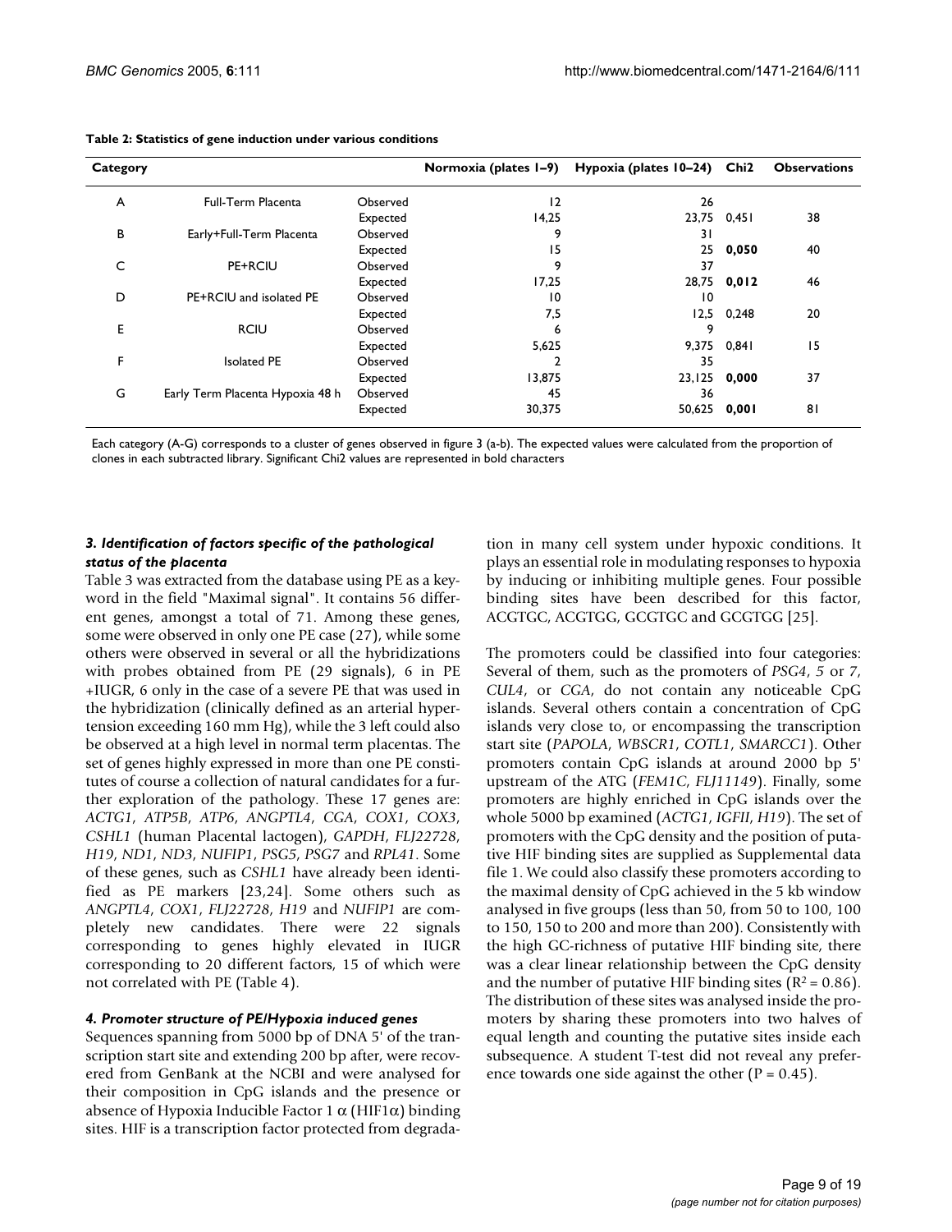**Table 2: Statistics of gene induction under various conditions**

| Category | | | Normoxia (plates 1–9) | Hypoxia (plates 10–24) | Chi2 | Observations |
|---|---|---|---|---|---|---|
| A | Full-Term Placenta | Observed | 12 | 26 | | |
| | | Expected | 14,25 | 23,75 | 0,451 | 38 |
| B | Early+Full-Term Placenta | Observed | 9 | 31 | | |
| | | Expected | 15 | 25 | **0,050** | 40 |
| C | PE+RCIU | Observed | 9 | 37 | | |
| | | Expected | 17,25 | 28,75 | **0,012** | 46 |
| D | PE+RCIU and isolated PE | Observed | 10 | 10 | | |
| | | Expected | 7,5 | 12,5 | 0,248 | 20 |
| E | RCIU | Observed | 6 | 9 | | |
| | | Expected | 5,625 | 9,375 | 0,841 | 15 |
| F | Isolated PE | Observed | 2 | 35 | | |
| | | Expected | 13,875 | 23,125 | **0,000** | 37 |
| G | Early Term Placenta Hypoxia 48 h | Observed | 45 | 36 | | |
| | | Expected | 30,375 | 50,625 | **0,001** | 81 |

Each category (A-G) corresponds to a cluster of genes observed in figure 3 (a-b). The expected values were calculated from the proportion of clones in each subtracted library. Significant Chi2 values are represented in bold characters

### *3. Identification of factors specific of the pathological status of the placenta*

Table 3 was extracted from the database using PE as a keyword in the field "Maximal signal". It contains 56 different genes, amongst a total of 71. Among these genes, some were observed in only one PE case (27), while some others were observed in several or all the hybridizations with probes obtained from PE (29 signals), 6 in PE +IUGR, 6 only in the case of a severe PE that was used in the hybridization (clinically defined as an arterial hypertension exceeding 160 mm Hg), while the 3 left could also be observed at a high level in normal term placentas. The set of genes highly expressed in more than one PE constitutes of course a collection of natural candidates for a further exploration of the pathology. These 17 genes are: *ACTG1*, *ATP5B*, *ATP6*, *ANGPTL4*, *CGA*, *COX1*, *COX3*, *CSHL1* (human Placental lactogen), *GAPDH*, *FLJ22728*, *H19*, *ND1*, *ND3*, *NUFIP1*, *PSG5*, *PSG7* and *RPL41*. Some of these genes, such as *CSHL1* have already been identified as PE markers [23,24]. Some others such as *ANGPTL4*, *COX1*, *FLJ22728*, *H19* and *NUFIP1* are completely new candidates. There were 22 signals corresponding to genes highly elevated in IUGR corresponding to 20 different factors, 15 of which were not correlated with PE (Table 4).

### *4. Promoter structure of PE/Hypoxia induced genes*

Sequences spanning from 5000 bp of DNA 5' of the transcription start site and extending 200 bp after, were recovered from GenBank at the NCBI and were analysed for their composition in CpG islands and the presence or absence of Hypoxia Inducible Factor 1 α (HIF1α) binding sites. HIF is a transcription factor protected from degradation in many cell system under hypoxic conditions. It plays an essential role in modulating responses to hypoxia by inducing or inhibiting multiple genes. Four possible binding sites have been described for this factor, ACGTGC, ACGTGG, GCGTGC and GCGTGG [25].

The promoters could be classified into four categories: Several of them, such as the promoters of *PSG4*, *5* or *7*, *CUL4*, or *CGA*, do not contain any noticeable CpG islands. Several others contain a concentration of CpG islands very close to, or encompassing the transcription start site (*PAPOLA*, *WBSCR1*, *COTL1*, *SMARCC1*). Other promoters contain CpG islands at around 2000 bp 5' upstream of the ATG (*FEM1C*, *FLJ11149*). Finally, some promoters are highly enriched in CpG islands over the whole 5000 bp examined (*ACTG1*, *IGFII*, *H19*). The set of promoters with the CpG density and the position of putative HIF binding sites are supplied as Supplemental data file 1. We could also classify these promoters according to the maximal density of CpG achieved in the 5 kb window analysed in five groups (less than 50, from 50 to 100, 100 to 150, 150 to 200 and more than 200). Consistently with the high GC-richness of putative HIF binding site, there was a clear linear relationship between the CpG density and the number of putative HIF binding sites ($R^2 = 0.86$). The distribution of these sites was analysed inside the promoters by sharing these promoters into two halves of equal length and counting the putative sites inside each subsequence. A student T-test did not reveal any preference towards one side against the other ($P = 0.45$).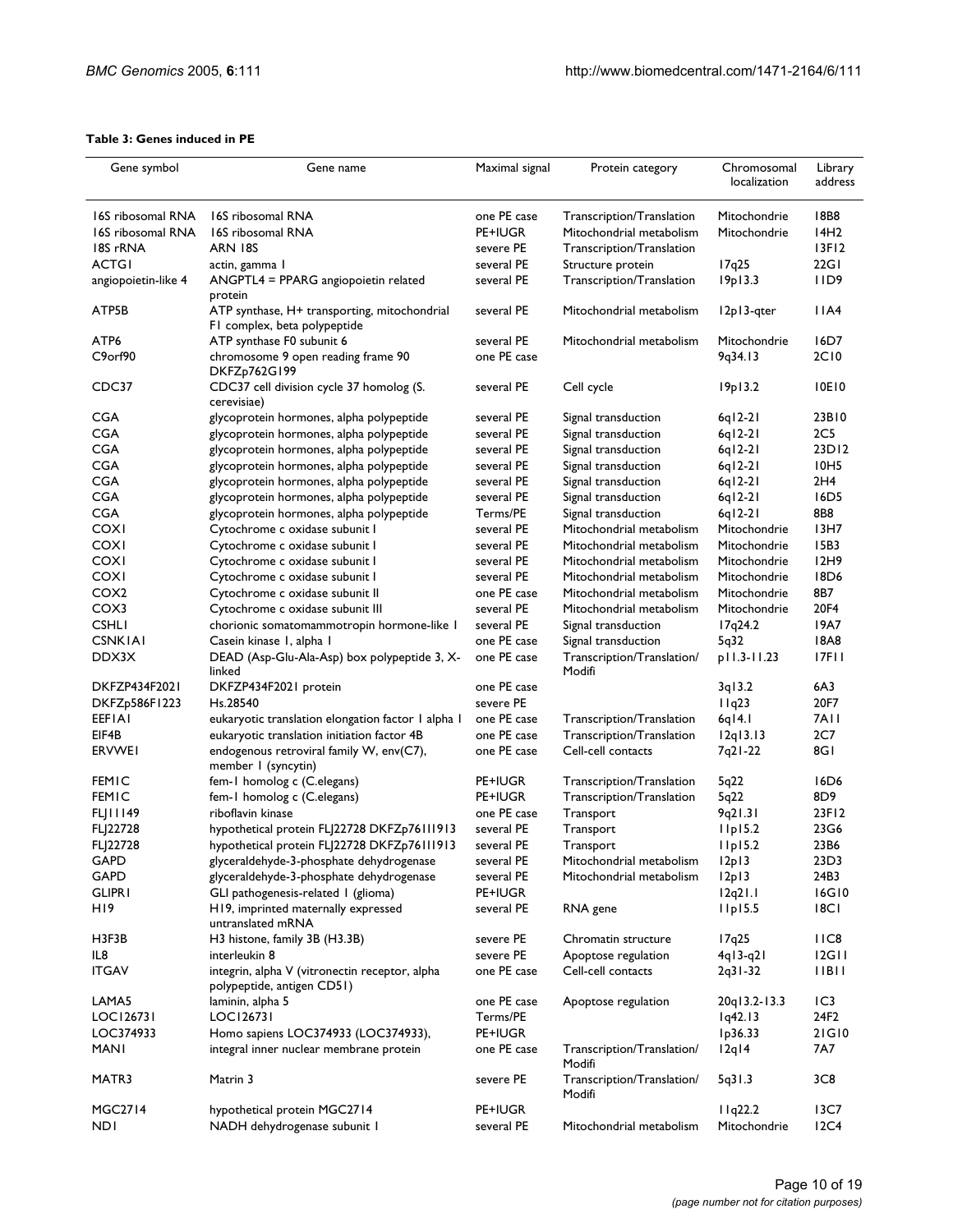**Table 3: Genes induced in PE**

| Gene symbol | Gene name | Maximal signal | Protein category | Chromosomal localization | Library address |
| --- | --- | --- | --- | --- | --- |
| 16S ribosomal RNA | 16S ribosomal RNA | one PE case | Transcription/Translation | Mitochondrie | 18B8 |
| 16S ribosomal RNA | 16S ribosomal RNA | PE+IUGR | Mitochondrial metabolism | Mitochondrie | 14H2 |
| 18S rRNA | ARN 18S | severe PE | Transcription/Translation | | 13F12 |
| ACTG1 | actin, gamma 1 | several PE | Structure protein | 17q25 | 22G1 |
| angiopoietin-like 4 | ANGPTL4 = PPARG angiopoietin related protein | several PE | Transcription/Translation | 19p13.3 | 11D9 |
| ATP5B | ATP synthase, H+ transporting, mitochondrial F1 complex, beta polypeptide | several PE | Mitochondrial metabolism | 12p13-qter | 11A4 |
| ATP6 | ATP synthase F0 subunit 6 | several PE | Mitochondrial metabolism | Mitochondrie | 16D7 |
| C9orf90 | chromosome 9 open reading frame 90 DKFZp762G199 | one PE case | | 9q34.13 | 2C10 |
| CDC37 | CDC37 cell division cycle 37 homolog (S. cerevisiae) | several PE | Cell cycle | 19p13.2 | 10E10 |
| CGA | glycoprotein hormones, alpha polypeptide | several PE | Signal transduction | 6q12-21 | 23B10 |
| CGA | glycoprotein hormones, alpha polypeptide | several PE | Signal transduction | 6q12-21 | 2C5 |
| CGA | glycoprotein hormones, alpha polypeptide | several PE | Signal transduction | 6q12-21 | 23D12 |
| CGA | glycoprotein hormones, alpha polypeptide | several PE | Signal transduction | 6q12-21 | 10H5 |
| CGA | glycoprotein hormones, alpha polypeptide | several PE | Signal transduction | 6q12-21 | 2H4 |
| CGA | glycoprotein hormones, alpha polypeptide | several PE | Signal transduction | 6q12-21 | 16D5 |
| CGA | glycoprotein hormones, alpha polypeptide | Terms/PE | Signal transduction | 6q12-21 | 8B8 |
| COX1 | Cytochrome c oxidase subunit I | several PE | Mitochondrial metabolism | Mitochondrie | 13H7 |
| COX1 | Cytochrome c oxidase subunit I | several PE | Mitochondrial metabolism | Mitochondrie | 15B3 |
| COX1 | Cytochrome c oxidase subunit I | several PE | Mitochondrial metabolism | Mitochondrie | 12H9 |
| COX1 | Cytochrome c oxidase subunit I | several PE | Mitochondrial metabolism | Mitochondrie | 18D6 |
| COX2 | Cytochrome c oxidase subunit II | one PE case | Mitochondrial metabolism | Mitochondrie | 8B7 |
| COX3 | Cytochrome c oxidase subunit III | several PE | Mitochondrial metabolism | Mitochondrie | 20F4 |
| CSHL1 | chorionic somatomammotropin hormone-like 1 | several PE | Signal transduction | 17q24.2 | 19A7 |
| CSNK1A1 | Casein kinase 1, alpha 1 | one PE case | Signal transduction | 5q32 | 18A8 |
| DDX3X | DEAD (Asp-Glu-Ala-Asp) box polypeptide 3, X-linked | one PE case | Transcription/Translation/ Modifi | p11.3-11.23 | 17F11 |
| DKFZP434F2021 | DKFZP434F2021 protein | one PE case | | 3q13.2 | 6A3 |
| DKFZp586F1223 | Hs.28540 | severe PE | | 11q23 | 20F7 |
| EEF1A1 | eukaryotic translation elongation factor 1 alpha 1 | one PE case | Transcription/Translation | 6q14.1 | 7A11 |
| EIF4B | eukaryotic translation initiation factor 4B | one PE case | Transcription/Translation | 12q13.13 | 2C7 |
| ERVWE1 | endogenous retroviral family W, env(C7), member 1 (syncytin) | one PE case | Cell-cell contacts | 7q21-22 | 8G1 |
| FEM1C | fem-1 homolog c (C.elegans) | PE+IUGR | Transcription/Translation | 5q22 | 16D6 |
| FEM1C | fem-1 homolog c (C.elegans) | PE+IUGR | Transcription/Translation | 5q22 | 8D9 |
| FLJ11149 | riboflavin kinase | one PE case | Transport | 9q21.31 | 23F12 |
| FLJ22728 | hypothetical protein FLJ22728 DKFZp761I1913 | several PE | Transport | 11p15.2 | 23G6 |
| FLJ22728 | hypothetical protein FLJ22728 DKFZp761I1913 | several PE | Transport | 11p15.2 | 23B6 |
| GAPD | glyceraldehyde-3-phosphate dehydrogenase | several PE | Mitochondrial metabolism | 12p13 | 23D3 |
| GAPD | glyceraldehyde-3-phosphate dehydrogenase | several PE | Mitochondrial metabolism | 12p13 | 24B3 |
| GLIPR1 | GLI pathogenesis-related 1 (glioma) | PE+IUGR | | 12q21.1 | 16G10 |
| H19 | H19, imprinted maternally expressed untranslated mRNA | several PE | RNA gene | 11p15.5 | 18C1 |
| H3F3B | H3 histone, family 3B (H3.3B) | severe PE | Chromatin structure | 17q25 | 11C8 |
| IL8 | interleukin 8 | severe PE | Apoptose regulation | 4q13-q21 | 12G11 |
| ITGAV | integrin, alpha V (vitronectin receptor, alpha polypeptide, antigen CD51) | one PE case | Cell-cell contacts | 2q31-32 | 11B11 |
| LAMA5 | laminin, alpha 5 | one PE case | Apoptose regulation | 20q13.2-13.3 | 1C3 |
| LOC126731 | LOC126731 | Terms/PE | | 1q42.13 | 24F2 |
| LOC374933 | Homo sapiens LOC374933 (LOC374933), | PE+IUGR | | 1p36.33 | 21G10 |
| MAN1 | integral inner nuclear membrane protein | one PE case | Transcription/Translation/ Modifi | 12q14 | 7A7 |
| MATR3 | Matrin 3 | severe PE | Transcription/Translation/ Modifi | 5q31.3 | 3C8 |
| MGC2714 | hypothetical protein MGC2714 | PE+IUGR | | 11q22.2 | 13C7 |
| ND1 | NADH dehydrogenase subunit 1 | several PE | Mitochondrial metabolism | Mitochondrie | 12C4 |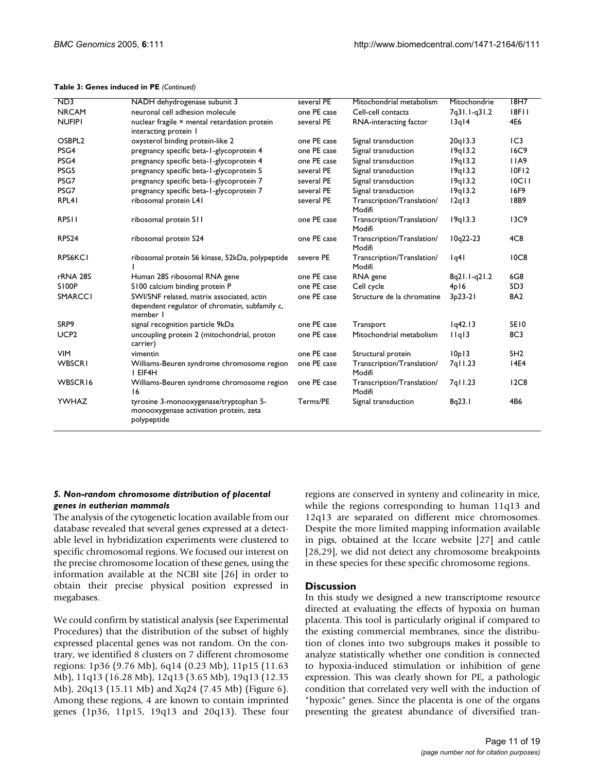**Table 3: Genes induced in PE** *(Continued)*

| | | | | | |
|---|---|---|---|---|---|
| ND3 | NADH dehydrogenase subunit 3 | several PE | Mitochondrial metabolism | Mitochondrie | 18H7 |
| NRCAM | neuronal cell adhesion molecule | one PE case | Cell-cell contacts | 7q31.1-q31.2 | 18F11 |
| NUFIP1 | nuclear fragile × mental retardation protein interacting protein 1 | several PE | RNA-interacting factor | 13q14 | 4E6 |
| OSBPL2 | oxysterol binding protein-like 2 | one PE case | Signal transduction | 20q13.3 | 1C3 |
| PSG4 | pregnancy specific beta-1-glycoprotein 4 | one PE case | Signal transduction | 19q13.2 | 16C9 |
| PSG4 | pregnancy specific beta-1-glycoprotein 4 | one PE case | Signal transduction | 19q13.2 | 11A9 |
| PSG5 | pregnancy specific beta-1-glycoprotein 5 | several PE | Signal transduction | 19q13.2 | 10F12 |
| PSG7 | pregnancy specific beta-1-glycoprotein 7 | several PE | Signal transduction | 19q13.2 | 10C11 |
| PSG7 | pregnancy specific beta-1-glycoprotein 7 | several PE | Signal transduction | 19q13.2 | 16F9 |
| RPL41 | ribosomal protein L41 | several PE | Transcription/Translation/ Modifi | 12q13 | 18B9 |
| RPS11 | ribosomal protein S11 | one PE case | Transcription/Translation/ Modifi | 19q13.3 | 13C9 |
| RPS24 | ribosomal protein S24 | one PE case | Transcription/Translation/ Modifi | 10q22-23 | 4C8 |
| RPS6KC1 | ribosomal protein S6 kinase, 52kDa, polypeptide 1 | severe PE | Transcription/Translation/ Modifi | 1q41 | 10C8 |
| rRNA 28S | Human 28S ribosomal RNA gene | one PE case | RNA gene | 8q21.1-q21.2 | 6G8 |
| S100P | S100 calcium binding protein P | one PE case | Cell cycle | 4p16 | 5D3 |
| SMARCC1 | SWI/SNF related, matrix associated, actin dependent regulator of chromatin, subfamily c, member 1 | one PE case | Structure de la chromatine | 3p23-21 | 8A2 |
| SRP9 | signal recognition particle 9kDa | one PE case | Transport | 1q42.13 | 5E10 |
| UCP2 | uncoupling protein 2 (mitochondrial, proton carrier) | one PE case | Mitochondrial metabolism | 11q13 | 8C3 |
| VIM | vimentin | one PE case | Structural protein | 10p13 | 5H2 |
| WBSCR1 | Williams-Beuren syndrome chromosome region 1 EIF4H | one PE case | Transcription/Translation/ Modifi | 7q11.23 | 14E4 |
| WBSCR16 | Williams-Beuren syndrome chromosome region 16 | one PE case | Transcription/Translation/ Modifi | 7q11.23 | 12C8 |
| YWHAZ | tyrosine 3-monooxygenase/tryptophan 5-monooxygenase activation protein, zeta polypeptide | Terms/PE | Signal transduction | 8q23.1 | 4B6 |

### *5. Non-random chromosome distribution of placental genes in eutherian mammals*

The analysis of the cytogenetic location available from our database revealed that several genes expressed at a detectable level in hybridization experiments were clustered to specific chromosomal regions. We focused our interest on the precise chromosome location of these genes, using the information available at the NCBI site [26] in order to obtain their precise physical position expressed in megabases.

We could confirm by statistical analysis (see Experimental Procedures) that the distribution of the subset of highly expressed placental genes was not random. On the contrary, we identified 8 clusters on 7 different chromosome regions: 1p36 (9.76 Mb), 6q14 (0.23 Mb), 11p15 (11.63 Mb), 11q13 (16.28 Mb), 12q13 (3.65 Mb), 19q13 (12.35 Mb), 20q13 (15.11 Mb) and Xq24 (7.45 Mb) (Figure 6). Among these regions, 4 are known to contain imprinted genes (1p36, 11p15, 19q13 and 20q13). These four regions are conserved in synteny and colinearity in mice, while the regions corresponding to human 11q13 and 12q13 are separated on different mice chromosomes. Despite the more limited mapping information available in pigs, obtained at the Iccare website [27] and cattle [28,29], we did not detect any chromosome breakpoints in these species for these specific chromosome regions.

## Discussion

In this study we designed a new transcriptome resource directed at evaluating the effects of hypoxia on human placenta. This tool is particularly original if compared to the existing commercial membranes, since the distribution of clones into two subgroups makes it possible to analyze statistically whether one condition is connected to hypoxia-induced stimulation or inhibition of gene expression. This was clearly shown for PE, a pathologic condition that correlated very well with the induction of "hypoxic" genes. Since the placenta is one of the organs presenting the greatest abundance of diversified tran-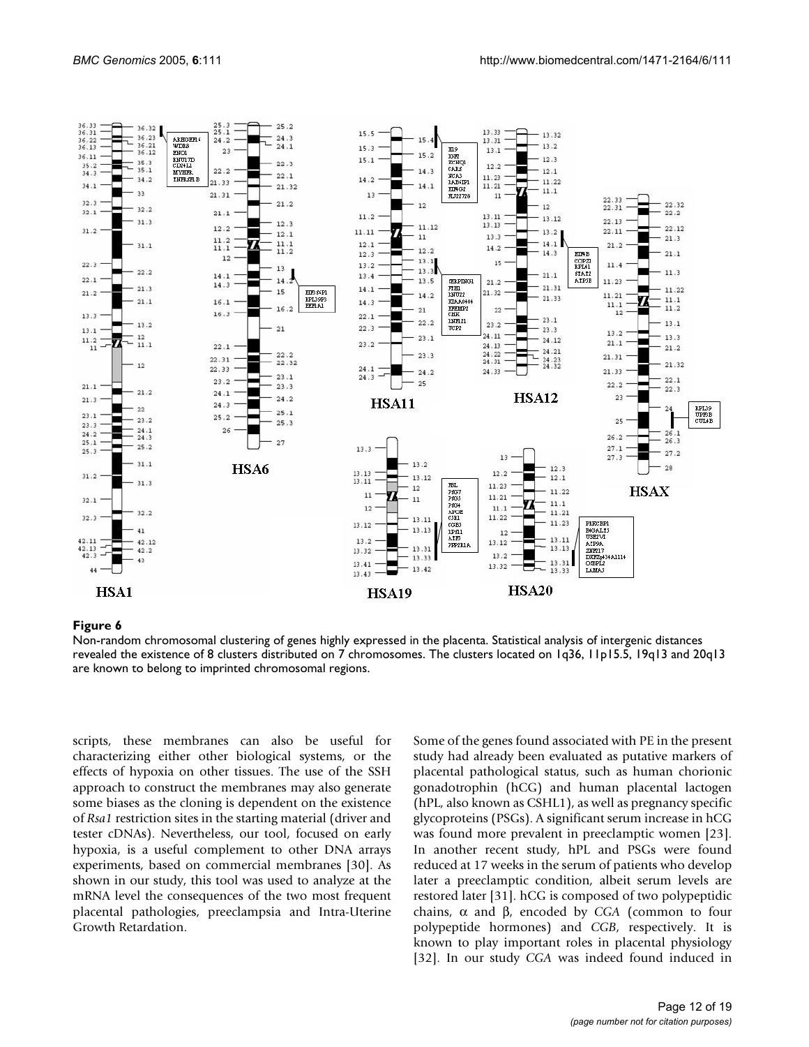**Figure 6**

Non-random chromosomal clustering of genes highly expressed in the placenta. Statistical analysis of intergenic distances revealed the existence of 8 clusters distributed on 7 chromosomes. The clusters located on 1q36, 11p15.5, 19q13 and 20q13 are known to belong to imprinted chromosomal regions.

scripts, these membranes can also be useful for characterizing either other biological systems, or the effects of hypoxia on other tissues. The use of the SSH approach to construct the membranes may also generate some biases as the cloning is dependent on the existence of *Rsa1* restriction sites in the starting material (driver and tester cDNAs). Nevertheless, our tool, focused on early hypoxia, is a useful complement to other DNA arrays experiments, based on commercial membranes [30]. As shown in our study, this tool was used to analyze at the mRNA level the consequences of the two most frequent placental pathologies, preeclampsia and Intra-Uterine Growth Retardation.

Some of the genes found associated with PE in the present study had already been evaluated as putative markers of placental pathological status, such as human chorionic gonadotrophin (hCG) and human placental lactogen (hPL, also known as CSHL1), as well as pregnancy specific glycoproteins (PSGs). A significant serum increase in hCG was found more prevalent in preeclamptic women [23]. In another recent study, hPL and PSGs were found reduced at 17 weeks in the serum of patients who develop later a preeclamptic condition, albeit serum levels are restored later [31]. hCG is composed of two polypeptidic chains, α and β, encoded by *CGA* (common to four polypeptide hormones) and *CGB*, respectively. It is known to play important roles in placental physiology [32]. In our study *CGA* was indeed found induced in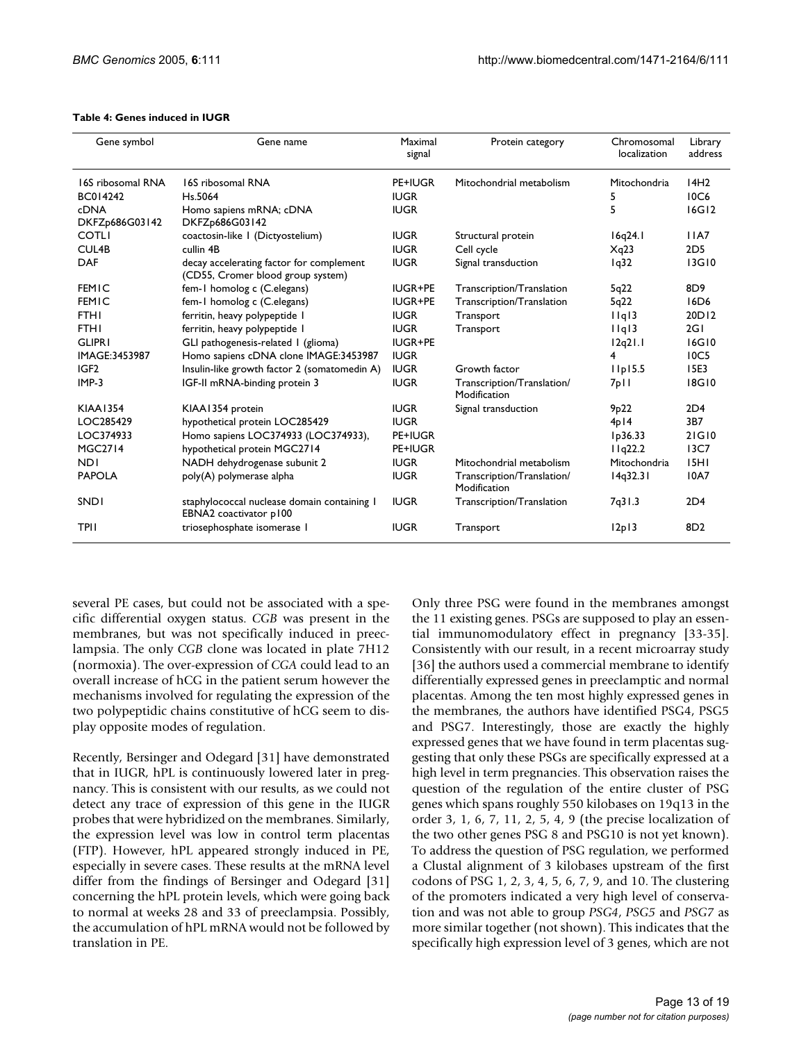**Table 4: Genes induced in IUGR**

| Gene symbol | Gene name | Maximal signal | Protein category | Chromosomal localization | Library address |
| --- | --- | --- | --- | --- | --- |
| 16S ribosomal RNA | 16S ribosomal RNA | PE+IUGR | Mitochondrial metabolism | Mitochondria | 14H2 |
| BC014242 | Hs.5064 | IUGR | | 5 | 10C6 |
| cDNA DKFZp686G03142 | Homo sapiens mRNA; cDNA DKFZp686G03142 | IUGR | | 5 | 16G12 |
| COTL1 | coactosin-like 1 (Dictyostelium) | IUGR | Structural protein | 16q24.1 | 11A7 |
| CUL4B | cullin 4B | IUGR | Cell cycle | Xq23 | 2D5 |
| DAF | decay accelerating factor for complement (CD55, Cromer blood group system) | IUGR | Signal transduction | 1q32 | 13G10 |
| FEM1C | fem-1 homolog c (C.elegans) | IUGR+PE | Transcription/Translation | 5q22 | 8D9 |
| FEM1C | fem-1 homolog c (C.elegans) | IUGR+PE | Transcription/Translation | 5q22 | 16D6 |
| FTH1 | ferritin, heavy polypeptide 1 | IUGR | Transport | 11q13 | 20D12 |
| FTH1 | ferritin, heavy polypeptide 1 | IUGR | Transport | 11q13 | 2G1 |
| GLIPR1 | GLI pathogenesis-related 1 (glioma) | IUGR+PE | | 12q21.1 | 16G10 |
| IMAGE:3453987 | Homo sapiens cDNA clone IMAGE:3453987 | IUGR | | 4 | 10C5 |
| IGF2 | Insulin-like growth factor 2 (somatomedin A) | IUGR | Growth factor | 11p15.5 | 15E3 |
| IMP-3 | IGF-II mRNA-binding protein 3 | IUGR | Transcription/Translation/ Modification | 7p11 | 18G10 |
| KIAA1354 | KIAA1354 protein | IUGR | Signal transduction | 9p22 | 2D4 |
| LOC285429 | hypothetical protein LOC285429 | IUGR | | 4p14 | 3B7 |
| LOC374933 | Homo sapiens LOC374933 (LOC374933), | PE+IUGR | | 1p36.33 | 21G10 |
| MGC2714 | hypothetical protein MGC2714 | PE+IUGR | | 11q22.2 | 13C7 |
| ND1 | NADH dehydrogenase subunit 2 | IUGR | Mitochondrial metabolism | Mitochondria | 15H1 |
| PAPOLA | poly(A) polymerase alpha | IUGR | Transcription/Translation/ Modification | 14q32.31 | 10A7 |
| SND1 | staphylococcal nuclease domain containing 1 EBNA2 coactivator p100 | IUGR | Transcription/Translation | 7q31.3 | 2D4 |
| TPI1 | triosephosphate isomerase 1 | IUGR | Transport | 12p13 | 8D2 |

several PE cases, but could not be associated with a specific differential oxygen status. *CGB* was present in the membranes, but was not specifically induced in preeclampsia. The only *CGB* clone was located in plate 7H12 (normoxia). The over-expression of *CGA* could lead to an overall increase of hCG in the patient serum however the mechanisms involved for regulating the expression of the two polypeptidic chains constitutive of hCG seem to display opposite modes of regulation.

Recently, Bersinger and Odegard [31] have demonstrated that in IUGR, hPL is continuously lowered later in pregnancy. This is consistent with our results, as we could not detect any trace of expression of this gene in the IUGR probes that were hybridized on the membranes. Similarly, the expression level was low in control term placentas (FTP). However, hPL appeared strongly induced in PE, especially in severe cases. These results at the mRNA level differ from the findings of Bersinger and Odegard [31] concerning the hPL protein levels, which were going back to normal at weeks 28 and 33 of preeclampsia. Possibly, the accumulation of hPL mRNA would not be followed by translation in PE.

Only three PSG were found in the membranes amongst the 11 existing genes. PSGs are supposed to play an essential immunomodulatory effect in pregnancy [33-35]. Consistently with our result, in a recent microarray study [36] the authors used a commercial membrane to identify differentially expressed genes in preeclamptic and normal placentas. Among the ten most highly expressed genes in the membranes, the authors have identified PSG4, PSG5 and PSG7. Interestingly, those are exactly the highly expressed genes that we have found in term placentas suggesting that only these PSGs are specifically expressed at a high level in term pregnancies. This observation raises the question of the regulation of the entire cluster of PSG genes which spans roughly 550 kilobases on 19q13 in the order 3, 1, 6, 7, 11, 2, 5, 4, 9 (the precise localization of the two other genes PSG 8 and PSG10 is not yet known). To address the question of PSG regulation, we performed a Clustal alignment of 3 kilobases upstream of the first codons of PSG 1, 2, 3, 4, 5, 6, 7, 9, and 10. The clustering of the promoters indicated a very high level of conservation and was not able to group *PSG4*, *PSG5* and *PSG7* as more similar together (not shown). This indicates that the specifically high expression level of 3 genes, which are not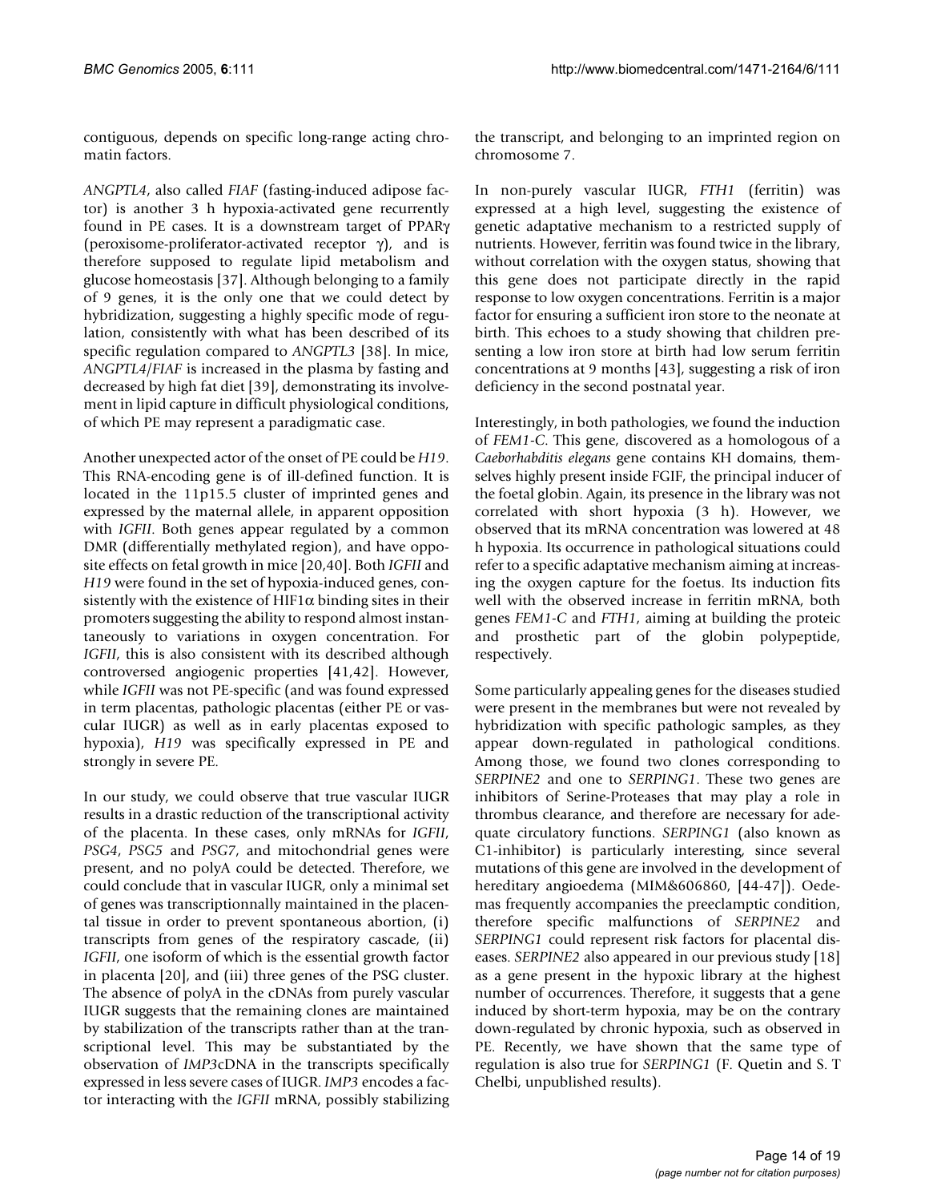contiguous, depends on specific long-range acting chromatin factors.

*ANGPTL4*, also called *FIAF* (fasting-induced adipose factor) is another 3 h hypoxia-activated gene recurrently found in PE cases. It is a downstream target of PPARγ (peroxisome-proliferator-activated receptor γ), and is therefore supposed to regulate lipid metabolism and glucose homeostasis [37]. Although belonging to a family of 9 genes, it is the only one that we could detect by hybridization, suggesting a highly specific mode of regulation, consistently with what has been described of its specific regulation compared to *ANGPTL3* [38]. In mice, *ANGPTL4/FIAF* is increased in the plasma by fasting and decreased by high fat diet [39], demonstrating its involvement in lipid capture in difficult physiological conditions, of which PE may represent a paradigmatic case.

Another unexpected actor of the onset of PE could be *H19*. This RNA-encoding gene is of ill-defined function. It is located in the 11p15.5 cluster of imprinted genes and expressed by the maternal allele, in apparent opposition with *IGFII*. Both genes appear regulated by a common DMR (differentially methylated region), and have opposite effects on fetal growth in mice [20,40]. Both *IGFII* and *H19* were found in the set of hypoxia-induced genes, consistently with the existence of HIF1α binding sites in their promoters suggesting the ability to respond almost instantaneously to variations in oxygen concentration. For *IGFII*, this is also consistent with its described although controversed angiogenic properties [41,42]. However, while *IGFII* was not PE-specific (and was found expressed in term placentas, pathologic placentas (either PE or vascular IUGR) as well as in early placentas exposed to hypoxia), *H19* was specifically expressed in PE and strongly in severe PE.

In our study, we could observe that true vascular IUGR results in a drastic reduction of the transcriptional activity of the placenta. In these cases, only mRNAs for *IGFII*, *PSG4*, *PSG5* and *PSG7*, and mitochondrial genes were present, and no polyA could be detected. Therefore, we could conclude that in vascular IUGR, only a minimal set of genes was transcriptionnally maintained in the placental tissue in order to prevent spontaneous abortion, (i) transcripts from genes of the respiratory cascade, (ii) *IGFII*, one isoform of which is the essential growth factor in placenta [20], and (iii) three genes of the PSG cluster. The absence of polyA in the cDNAs from purely vascular IUGR suggests that the remaining clones are maintained by stabilization of the transcripts rather than at the transcriptional level. This may be substantiated by the observation of *IMP3*cDNA in the transcripts specifically expressed in less severe cases of IUGR. *IMP3* encodes a factor interacting with the *IGFII* mRNA, possibly stabilizing the transcript, and belonging to an imprinted region on chromosome 7.

In non-purely vascular IUGR, *FTH1* (ferritin) was expressed at a high level, suggesting the existence of genetic adaptative mechanism to a restricted supply of nutrients. However, ferritin was found twice in the library, without correlation with the oxygen status, showing that this gene does not participate directly in the rapid response to low oxygen concentrations. Ferritin is a major factor for ensuring a sufficient iron store to the neonate at birth. This echoes to a study showing that children presenting a low iron store at birth had low serum ferritin concentrations at 9 months [43], suggesting a risk of iron deficiency in the second postnatal year.

Interestingly, in both pathologies, we found the induction of *FEM1-C*. This gene, discovered as a homologous of a *Caeborhabditis elegans* gene contains KH domains, themselves highly present inside FGIF, the principal inducer of the foetal globin. Again, its presence in the library was not correlated with short hypoxia (3 h). However, we observed that its mRNA concentration was lowered at 48 h hypoxia. Its occurrence in pathological situations could refer to a specific adaptative mechanism aiming at increasing the oxygen capture for the foetus. Its induction fits well with the observed increase in ferritin mRNA, both genes *FEM1-C* and *FTH1*, aiming at building the proteic and prosthetic part of the globin polypeptide, respectively.

Some particularly appealing genes for the diseases studied were present in the membranes but were not revealed by hybridization with specific pathologic samples, as they appear down-regulated in pathological conditions. Among those, we found two clones corresponding to *SERPINE2* and one to *SERPING1*. These two genes are inhibitors of Serine-Proteases that may play a role in thrombus clearance, and therefore are necessary for adequate circulatory functions. *SERPING1* (also known as C1-inhibitor) is particularly interesting, since several mutations of this gene are involved in the development of hereditary angioedema (MIM&606860, [44-47]). Oedemas frequently accompanies the preeclamptic condition, therefore specific malfunctions of *SERPINE2* and *SERPING1* could represent risk factors for placental diseases. *SERPINE2* also appeared in our previous study [18] as a gene present in the hypoxic library at the highest number of occurrences. Therefore, it suggests that a gene induced by short-term hypoxia, may be on the contrary down-regulated by chronic hypoxia, such as observed in PE. Recently, we have shown that the same type of regulation is also true for *SERPING1* (F. Quetin and S. T Chelbi, unpublished results).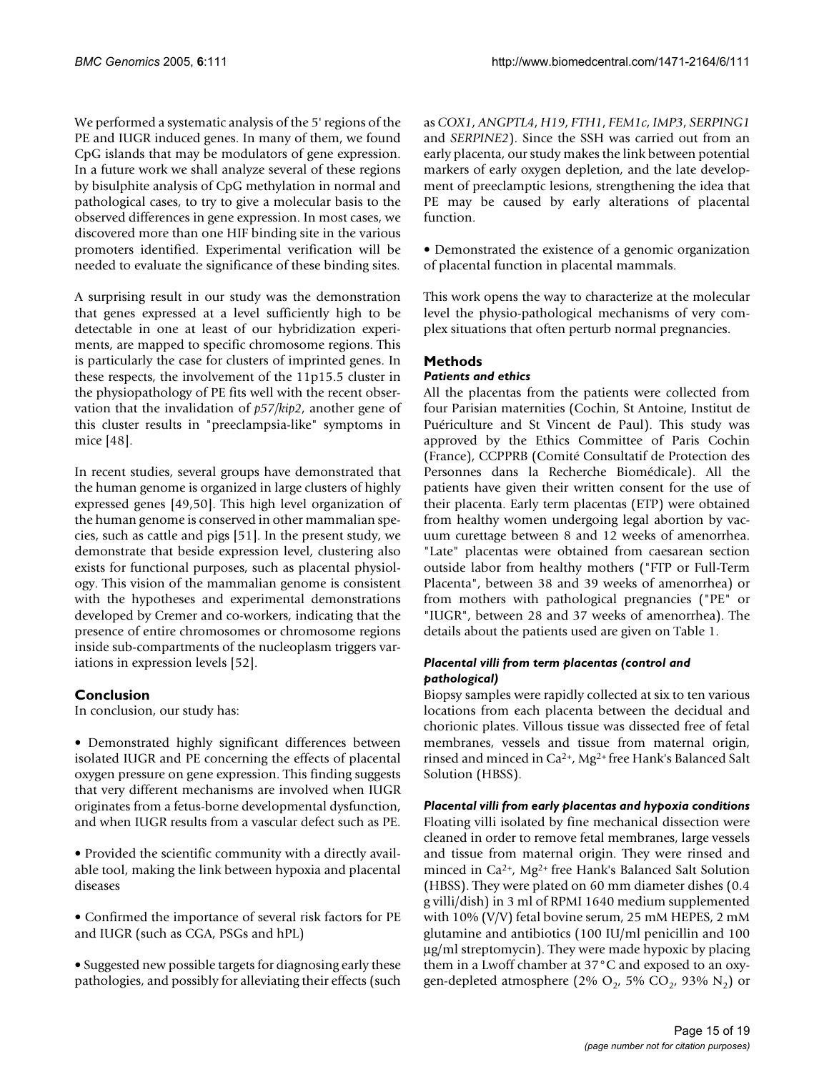We performed a systematic analysis of the 5' regions of the PE and IUGR induced genes. In many of them, we found CpG islands that may be modulators of gene expression. In a future work we shall analyze several of these regions by bisulphite analysis of CpG methylation in normal and pathological cases, to try to give a molecular basis to the observed differences in gene expression. In most cases, we discovered more than one HIF binding site in the various promoters identified. Experimental verification will be needed to evaluate the significance of these binding sites.

A surprising result in our study was the demonstration that genes expressed at a level sufficiently high to be detectable in one at least of our hybridization experiments, are mapped to specific chromosome regions. This is particularly the case for clusters of imprinted genes. In these respects, the involvement of the 11p15.5 cluster in the physiopathology of PE fits well with the recent observation that the invalidation of *p57/kip2*, another gene of this cluster results in "preeclampsia-like" symptoms in mice [48].

In recent studies, several groups have demonstrated that the human genome is organized in large clusters of highly expressed genes [49,50]. This high level organization of the human genome is conserved in other mammalian species, such as cattle and pigs [51]. In the present study, we demonstrate that beside expression level, clustering also exists for functional purposes, such as placental physiology. This vision of the mammalian genome is consistent with the hypotheses and experimental demonstrations developed by Cremer and co-workers, indicating that the presence of entire chromosomes or chromosome regions inside sub-compartments of the nucleoplasm triggers variations in expression levels [52].

## Conclusion

In conclusion, our study has:

- Demonstrated highly significant differences between isolated IUGR and PE concerning the effects of placental oxygen pressure on gene expression. This finding suggests that very different mechanisms are involved when IUGR originates from a fetus-borne developmental dysfunction, and when IUGR results from a vascular defect such as PE.

- Provided the scientific community with a directly available tool, making the link between hypoxia and placental diseases

- Confirmed the importance of several risk factors for PE and IUGR (such as CGA, PSGs and hPL)

- Suggested new possible targets for diagnosing early these pathologies, and possibly for alleviating their effects (such as *COX1*, *ANGPTL4*, *H19*, *FTH1*, *FEM1c*, *IMP3*, *SERPING1* and *SERPINE2*). Since the SSH was carried out from an early placenta, our study makes the link between potential markers of early oxygen depletion, and the late development of preeclamptic lesions, strengthening the idea that PE may be caused by early alterations of placental function.

- Demonstrated the existence of a genomic organization of placental function in placental mammals.

This work opens the way to characterize at the molecular level the physio-pathological mechanisms of very complex situations that often perturb normal pregnancies.

## Methods

### Patients and ethics

All the placentas from the patients were collected from four Parisian maternities (Cochin, St Antoine, Institut de Puériculture and St Vincent de Paul). This study was approved by the Ethics Committee of Paris Cochin (France), CCPPRB (Comité Consultatif de Protection des Personnes dans la Recherche Biomédicale). All the patients have given their written consent for the use of their placenta. Early term placentas (ETP) were obtained from healthy women undergoing legal abortion by vacuum curettage between 8 and 12 weeks of amenorrhea. "Late" placentas were obtained from caesarean section outside labor from healthy mothers ("FTP or Full-Term Placenta", between 38 and 39 weeks of amenorrhea) or from mothers with pathological pregnancies ("PE" or "IUGR", between 28 and 37 weeks of amenorrhea). The details about the patients used are given on Table 1.

### Placental villi from term placentas (control and pathological)

Biopsy samples were rapidly collected at six to ten various locations from each placenta between the decidual and chorionic plates. Villous tissue was dissected free of fetal membranes, vessels and tissue from maternal origin, rinsed and minced in $Ca^{2+}$, $Mg^{2+}$ free Hank's Balanced Salt Solution (HBSS).

### Placental villi from early placentas and hypoxia conditions

Floating villi isolated by fine mechanical dissection were cleaned in order to remove fetal membranes, large vessels and tissue from maternal origin. They were rinsed and minced in $Ca^{2+}$, $Mg^{2+}$ free Hank's Balanced Salt Solution (HBSS). They were plated on 60 mm diameter dishes (0.4 g villi/dish) in 3 ml of RPMI 1640 medium supplemented with 10% (V/V) fetal bovine serum, 25 mM HEPES, 2 mM glutamine and antibiotics (100 IU/ml penicillin and 100 µg/ml streptomycin). They were made hypoxic by placing them in a Lwoff chamber at 37°C and exposed to an oxygen-depleted atmosphere (2% $O_2$, 5% $CO_2$, 93% $N_2$) or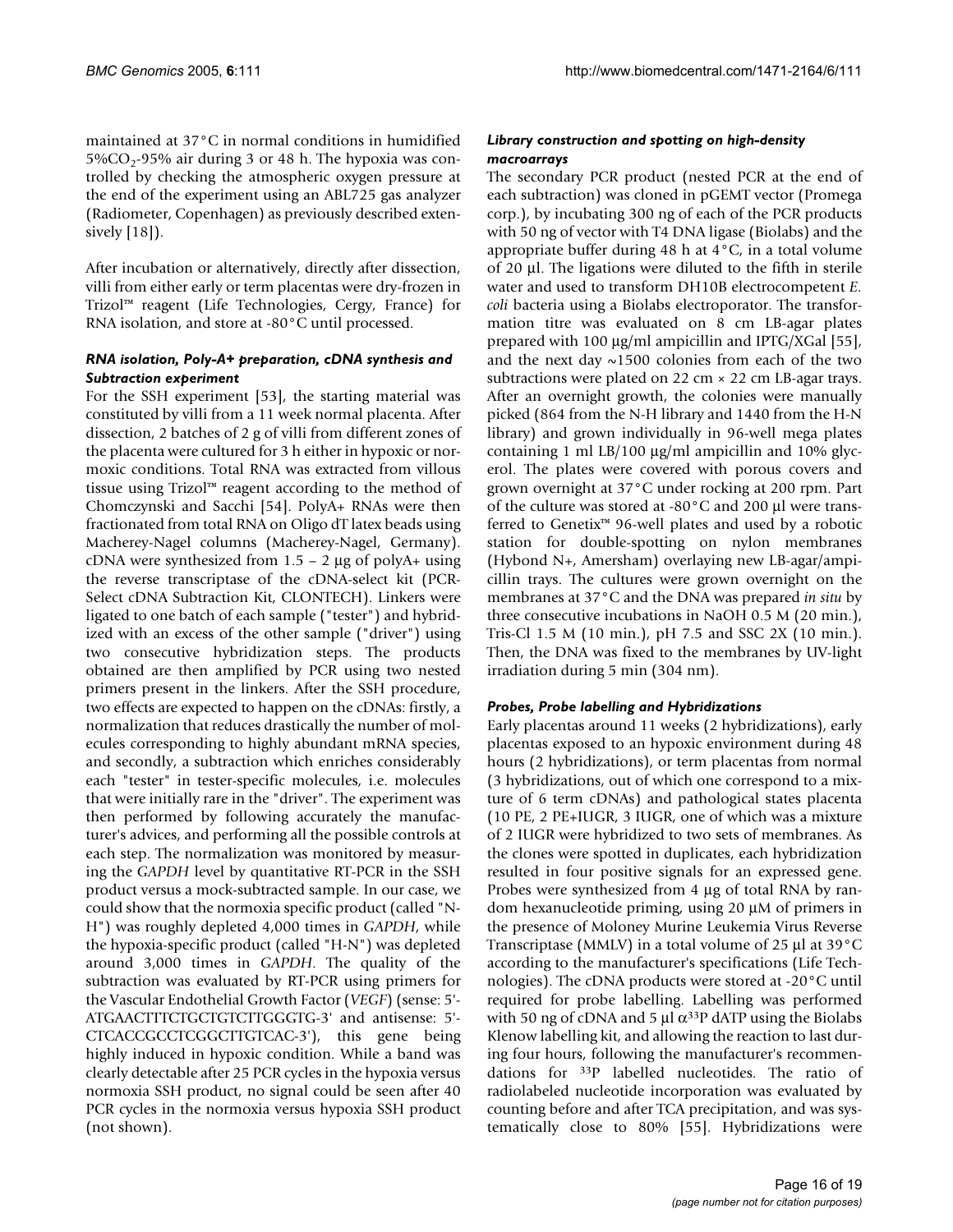maintained at 37°C in normal conditions in humidified $5\%CO_2$-95% air during 3 or 48 h. The hypoxia was controlled by checking the atmospheric oxygen pressure at the end of the experiment using an ABL725 gas analyzer (Radiometer, Copenhagen) as previously described extensively [18]).

After incubation or alternatively, directly after dissection, villi from either early or term placentas were dry-frozen in Trizol™ reagent (Life Technologies, Cergy, France) for RNA isolation, and store at -80°C until processed.

### *RNA isolation, Poly-A+ preparation, cDNA synthesis and Subtraction experiment*

For the SSH experiment [53], the starting material was constituted by villi from a 11 week normal placenta. After dissection, 2 batches of 2 g of villi from different zones of the placenta were cultured for 3 h either in hypoxic or normoxic conditions. Total RNA was extracted from villous tissue using Trizol™ reagent according to the method of Chomczynski and Sacchi [54]. PolyA+ RNAs were then fractionated from total RNA on Oligo dT latex beads using Macherey-Nagel columns (Macherey-Nagel, Germany). cDNA were synthesized from 1.5 – 2 µg of polyA+ using the reverse transcriptase of the cDNA-select kit (PCR-Select cDNA Subtraction Kit, CLONTECH). Linkers were ligated to one batch of each sample ("tester") and hybridized with an excess of the other sample ("driver") using two consecutive hybridization steps. The products obtained are then amplified by PCR using two nested primers present in the linkers. After the SSH procedure, two effects are expected to happen on the cDNAs: firstly, a normalization that reduces drastically the number of molecules corresponding to highly abundant mRNA species, and secondly, a subtraction which enriches considerably each "tester" in tester-specific molecules, i.e. molecules that were initially rare in the "driver". The experiment was then performed by following accurately the manufacturer's advices, and performing all the possible controls at each step. The normalization was monitored by measuring the *GAPDH* level by quantitative RT-PCR in the SSH product versus a mock-subtracted sample. In our case, we could show that the normoxia specific product (called "N-H") was roughly depleted 4,000 times in *GAPDH*, while the hypoxia-specific product (called "H-N") was depleted around 3,000 times in *GAPDH*. The quality of the subtraction was evaluated by RT-PCR using primers for the Vascular Endothelial Growth Factor (*VEGF*) (sense: 5'-ATGAACTTTCTGCTGTCTTGGGTG-3' and antisense: 5'-CTCACCGCCTCGGCTTGTCAC-3'), this gene being highly induced in hypoxic condition. While a band was clearly detectable after 25 PCR cycles in the hypoxia versus normoxia SSH product, no signal could be seen after 40 PCR cycles in the normoxia versus hypoxia SSH product (not shown).

### *Library construction and spotting on high-density macroarrays*

The secondary PCR product (nested PCR at the end of each subtraction) was cloned in pGEMT vector (Promega corp.), by incubating 300 ng of each of the PCR products with 50 ng of vector with T4 DNA ligase (Biolabs) and the appropriate buffer during 48 h at 4°C, in a total volume of 20 µl. The ligations were diluted to the fifth in sterile water and used to transform DH10B electrocompetent *E. coli* bacteria using a Biolabs electroporator. The transformation titre was evaluated on 8 cm LB-agar plates prepared with 100 µg/ml ampicillin and IPTG/XGal [55], and the next day ~1500 colonies from each of the two subtractions were plated on 22 cm × 22 cm LB-agar trays. After an overnight growth, the colonies were manually picked (864 from the N-H library and 1440 from the H-N library) and grown individually in 96-well mega plates containing 1 ml LB/100 µg/ml ampicillin and 10% glycerol. The plates were covered with porous covers and grown overnight at 37°C under rocking at 200 rpm. Part of the culture was stored at -80°C and 200 µl were transferred to Genetix™ 96-well plates and used by a robotic station for double-spotting on nylon membranes (Hybond N+, Amersham) overlaying new LB-agar/ampicillin trays. The cultures were grown overnight on the membranes at 37°C and the DNA was prepared *in situ* by three consecutive incubations in NaOH 0.5 M (20 min.), Tris-Cl 1.5 M (10 min.), pH 7.5 and SSC 2X (10 min.). Then, the DNA was fixed to the membranes by UV-light irradiation during 5 min (304 nm).

### *Probes, Probe labelling and Hybridizations*

Early placentas around 11 weeks (2 hybridizations), early placentas exposed to an hypoxic environment during 48 hours (2 hybridizations), or term placentas from normal (3 hybridizations, out of which one correspond to a mixture of 6 term cDNAs) and pathological states placenta (10 PE, 2 PE+IUGR, 3 IUGR, one of which was a mixture of 2 IUGR were hybridized to two sets of membranes. As the clones were spotted in duplicates, each hybridization resulted in four positive signals for an expressed gene. Probes were synthesized from 4 µg of total RNA by random hexanucleotide priming, using 20 µM of primers in the presence of Moloney Murine Leukemia Virus Reverse Transcriptase (MMLV) in a total volume of 25 µl at 39°C according to the manufacturer's specifications (Life Technologies). The cDNA products were stored at -20°C until required for probe labelling. Labelling was performed with 50 ng of cDNA and 5 µl $\alpha^{33}$P dATP using the Biolabs Klenow labelling kit, and allowing the reaction to last during four hours, following the manufacturer's recommendations for $^{33}$P labelled nucleotides. The ratio of radiolabeled nucleotide incorporation was evaluated by counting before and after TCA precipitation, and was systematically close to 80% [55]. Hybridizations were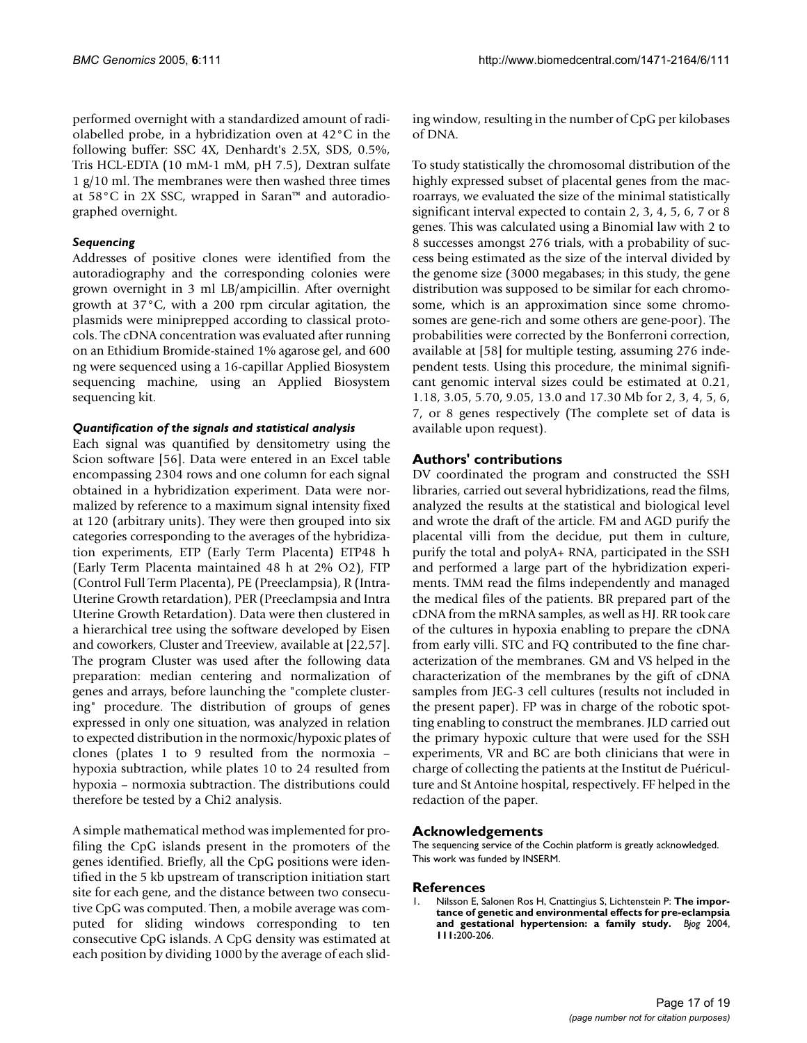performed overnight with a standardized amount of radiolabelled probe, in a hybridization oven at 42°C in the following buffer: SSC 4X, Denhardt's 2.5X, SDS, 0.5%, Tris HCL-EDTA (10 mM-1 mM, pH 7.5), Dextran sulfate 1 g/10 ml. The membranes were then washed three times at 58°C in 2X SSC, wrapped in Saran™ and autoradiographed overnight.

### *Sequencing*

Addresses of positive clones were identified from the autoradiography and the corresponding colonies were grown overnight in 3 ml LB/ampicillin. After overnight growth at 37°C, with a 200 rpm circular agitation, the plasmids were miniprepped according to classical protocols. The cDNA concentration was evaluated after running on an Ethidium Bromide-stained 1% agarose gel, and 600 ng were sequenced using a 16-capillar Applied Biosystem sequencing machine, using an Applied Biosystem sequencing kit.

### *Quantification of the signals and statistical analysis*

Each signal was quantified by densitometry using the Scion software [56]. Data were entered in an Excel table encompassing 2304 rows and one column for each signal obtained in a hybridization experiment. Data were normalized by reference to a maximum signal intensity fixed at 120 (arbitrary units). They were then grouped into six categories corresponding to the averages of the hybridization experiments, ETP (Early Term Placenta) ETP48 h (Early Term Placenta maintained 48 h at 2% O2), FTP (Control Full Term Placenta), PE (Preeclampsia), R (Intra-Uterine Growth retardation), PER (Preeclampsia and Intra Uterine Growth Retardation). Data were then clustered in a hierarchical tree using the software developed by Eisen and coworkers, Cluster and Treeview, available at [22,57]. The program Cluster was used after the following data preparation: median centering and normalization of genes and arrays, before launching the "complete clustering" procedure. The distribution of groups of genes expressed in only one situation, was analyzed in relation to expected distribution in the normoxic/hypoxic plates of clones (plates 1 to 9 resulted from the normoxia – hypoxia subtraction, while plates 10 to 24 resulted from hypoxia – normoxia subtraction. The distributions could therefore be tested by a Chi2 analysis.

A simple mathematical method was implemented for profiling the CpG islands present in the promoters of the genes identified. Briefly, all the CpG positions were identified in the 5 kb upstream of transcription initiation start site for each gene, and the distance between two consecutive CpG was computed. Then, a mobile average was computed for sliding windows corresponding to ten consecutive CpG islands. A CpG density was estimated at each position by dividing 1000 by the average of each sliding window, resulting in the number of CpG per kilobases of DNA.

To study statistically the chromosomal distribution of the highly expressed subset of placental genes from the macroarrays, we evaluated the size of the minimal statistically significant interval expected to contain 2, 3, 4, 5, 6, 7 or 8 genes. This was calculated using a Binomial law with 2 to 8 successes amongst 276 trials, with a probability of success being estimated as the size of the interval divided by the genome size (3000 megabases; in this study, the gene distribution was supposed to be similar for each chromosome, which is an approximation since some chromosomes are gene-rich and some others are gene-poor). The probabilities were corrected by the Bonferroni correction, available at [58] for multiple testing, assuming 276 independent tests. Using this procedure, the minimal significant genomic interval sizes could be estimated at 0.21, 1.18, 3.05, 5.70, 9.05, 13.0 and 17.30 Mb for 2, 3, 4, 5, 6, 7, or 8 genes respectively (The complete set of data is available upon request).

## Authors' contributions

DV coordinated the program and constructed the SSH libraries, carried out several hybridizations, read the films, analyzed the results at the statistical and biological level and wrote the draft of the article. FM and AGD purify the placental villi from the decidue, put them in culture, purify the total and polyA+ RNA, participated in the SSH and performed a large part of the hybridization experiments. TMM read the films independently and managed the medical files of the patients. BR prepared part of the cDNA from the mRNA samples, as well as HJ. RR took care of the cultures in hypoxia enabling to prepare the cDNA from early villi. STC and FQ contributed to the fine characterization of the membranes. GM and VS helped in the characterization of the membranes by the gift of cDNA samples from JEG-3 cell cultures (results not included in the present paper). FP was in charge of the robotic spotting enabling to construct the membranes. JLD carried out the primary hypoxic culture that were used for the SSH experiments, VR and BC are both clinicians that were in charge of collecting the patients at the Institut de Puériculture and St Antoine hospital, respectively. FF helped in the redaction of the paper.

## Acknowledgements

The sequencing service of the Cochin platform is greatly acknowledged. This work was funded by INSERM.

## References

1. Nilsson E, Salonen Ros H, Cnattingius S, Lichtenstein P: **The importance of genetic and environmental effects for pre-eclampsia and gestational hypertension: a family study.** *Bjog* 2004, **111:**200-206.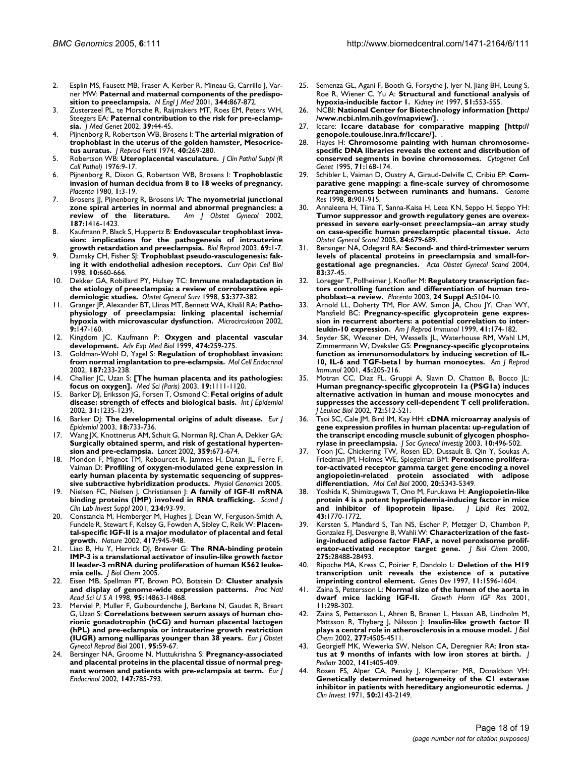2. Esplin MS, Fausett MB, Fraser A, Kerber R, Mineau G, Carrillo J, Varner MW: **Paternal and maternal components of the predisposition to preeclampsia.** *N Engl J Med* 2001, **344:**867-872.
3. Zusterzeel PL, te Morsche R, Raijmakers MT, Roes EM, Peters WH, Steegers EA: **Paternal contribution to the risk for pre-eclampsia.** *J Med Genet* 2002, **39:**44-45.
4. Pijnenborg R, Robertson WB, Brosens I: **The arterial migration of trophoblast in the uterus of the golden hamster, Mesocricetus auratus.** *J Reprod Fertil* 1974, **40:**269-280.
5. Robertson WB: **Uteroplacental vasculature.** *J Clin Pathol Suppl (R Coll Pathol)* 1976:9-17.
6. Pijnenborg R, Dixon G, Robertson WB, Brosens I: **Trophoblastic invasion of human decidua from 8 to 18 weeks of pregnancy.** *Placenta* 1980, **1:**3-19.
7. Brosens JJ, Pijnenborg R, Brosens IA: **The myometrial junctional zone spiral arteries in normal and abnormal pregnancies: a review of the literature.** *Am J Obstet Gynecol* 2002, **187:**1416-1423.
8. Kaufmann P, Black S, Huppertz B: **Endovascular trophoblast invasion: implications for the pathogenesis of intrauterine growth retardation and preeclampsia.** *Biol Reprod* 2003, **69:**1-7.
9. Damsky CH, Fisher SJ: **Trophoblast pseudo-vasculogenesis: faking it with endothelial adhesion receptors.** *Curr Opin Cell Biol* 1998, **10:**660-666.
10. Dekker GA, Robillard PY, Hulsey TC: **Immune maladaptation in the etiology of preeclampsia: a review of corroborative epidemiologic studies.** *Obstet Gynecol Surv* 1998, **53:**377-382.
11. Granger JP, Alexander BT, Llinas MT, Bennett WA, Khalil RA: **Pathophysiology of preeclampsia: linking placental ischemia/hypoxia with microvascular dysfunction.** *Microcirculation* 2002, **9:**147-160.
12. Kingdom JC, Kaufmann P: **Oxygen and placental vascular development.** *Adv Exp Med Biol* 1999, **474:**259-275.
13. Goldman-Wohl D, Yagel S: **Regulation of trophoblast invasion: from normal implantation to pre-eclampsia.** *Mol Cell Endocrinol* 2002, **187:**233-238.
14. Challier JC, Uzan S: **[The human placenta and its pathologies: focus on oxygen].** *Med Sci (Paris)* 2003, **19:**1111-1120.
15. Barker DJ, Eriksson JG, Forsen T, Osmond C: **Fetal origins of adult disease: strength of effects and biological basis.** *Int J Epidemiol* 2002, **31:**1235-1239.
16. Barker DJ: **The developmental origins of adult disease.** *Eur J Epidemiol* 2003, **18:**733-736.
17. Wang JX, Knottnerus AM, Schuit G, Norman RJ, Chan A, Dekker GA: **Surgically obtained sperm, and risk of gestational hypertension and pre-eclampsia.** *Lancet* 2002, **359:**673-674.
18. Mondon F, Mignot TM, Rebourcet R, Jammes H, Danan JL, Ferre F, Vaiman D: **Profiling of oxygen-modulated gene expression in early human placenta by systematic sequencing of suppressive subtractive hybridization products.** *Physiol Genomics* 2005.
19. Nielsen FC, Nielsen J, Christiansen J: **A family of IGF-II mRNA binding proteins (IMP) involved in RNA trafficking.** *Scand J Clin Lab Invest Suppl* 2001, **234:**93-99.
20. Constancia M, Hemberger M, Hughes J, Dean W, Ferguson-Smith A, Fundele R, Stewart F, Kelsey G, Fowden A, Sibley C, Reik W: **Placental-specific IGF-II is a major modulator of placental and fetal growth.** *Nature* 2002, **417:**945-948.
21. Liao B, Hu Y, Herrick DJ, Brewer G: **The RNA-binding protein IMP-3 is a translational activator of insulin-like growth factor II leader-3 mRNA during proliferation of human K562 leukemia cells.** *J Biol Chem* 2005.
22. Eisen MB, Spellman PT, Brown PO, Botstein D: **Cluster analysis and display of genome-wide expression patterns.** *Proc Natl Acad Sci U S A* 1998, **95:**14863-14868.
23. Merviel P, Muller F, Guibourdenche J, Berkane N, Gaudet R, Breart G, Uzan S: **Correlations between serum assays of human chorionic gonadotrophin (hCG) and human placental lactogen (hPL) and pre-eclampsia or intrauterine growth restriction (IUGR) among nulliparas younger than 38 years.** *Eur J Obstet Gynecol Reprod Biol* 2001, **95:**59-67.
24. Bersinger NA, Groome N, Muttukrishna S: **Pregnancy-associated and placental proteins in the placental tissue of normal pregnant women and patients with pre-eclampsia at term.** *Eur J Endocrinol* 2002, **147:**785-793.
25. Semenza GL, Agani F, Booth G, Forsythe J, Iyer N, Jiang BH, Leung S, Roe R, Wiener C, Yu A: **Structural and functional analysis of hypoxia-inducible factor 1.** *Kidney Int* 1997, **51:**553-555.
26. NCBI: **National Center for Biotechnology information [http://www.ncbi.nlm.nih.gov/mapview/].** .
27. Iccare: **Iccare database for comparative mapping [http://genopole.toulouse.inra.fr/Iccare/].** .
28. Hayes H: **Chromosome painting with human chromosome-specific DNA libraries reveals the extent and distribution of conserved segments in bovine chromosomes.** *Cytogenet Cell Genet* 1995, **71:**168-174.
29. Schibler L, Vaiman D, Oustry A, Giraud-Delville C, Cribiu EP: **Comparative gene mapping: a fine-scale survey of chromosome rearrangements between ruminants and humans.** *Genome Res* 1998, **8:**901-915.
30. Annaleena H, Tiina T, Sanna-Kaisa H, Leea KN, Seppo H, Seppo YH: **Tumor suppressor and growth regulatory genes are overexpressed in severe early-onset preeclampsia--an array study on case-specific human preeclamptic placental tissue.** *Acta Obstet Gynecol Scand* 2005, **84:**679-689.
31. Bersinger NA, Odegard RA: **Second- and third-trimester serum levels of placental proteins in preeclampsia and small-for-gestational age pregnancies.** *Acta Obstet Gynecol Scand* 2004, **83:**37-45.
32. Loregger T, Pollheimer J, Knofler M: **Regulatory transcription factors controlling function and differentiation of human trophoblast--a review.** *Placenta* 2003, **24 Suppl A:**S104-10.
33. Arnold LL, Doherty TM, Flor AW, Simon JA, Chou JY, Chan WY, Mansfield BC: **Pregnancy-specific glycoprotein gene expression in recurrent aborters: a potential correlation to interleukin-10 expression.** *Am J Reprod Immunol* 1999, **41:**174-182.
34. Snyder SK, Wessner DH, Wessells JL, Waterhouse RM, Wahl LM, Zimmermann W, Dveksler GS: **Pregnancy-specific glycoproteins function as immunomodulators by inducing secretion of IL-10, IL-6 and TGF-beta1 by human monocytes.** *Am J Reprod Immunol* 2001, **45:**205-216.
35. Motran CC, Diaz FL, Gruppi A, Slavin D, Chatton B, Bocco JL: **Human pregnancy-specific glycoprotein 1a (PSG1a) induces alternative activation in human and mouse monocytes and suppresses the accessory cell-dependent T cell proliferation.** *J Leukoc Biol* 2002, **72:**512-521.
36. Tsoi SC, Cale JM, Bird IM, Kay HH: **cDNA microarray analysis of gene expression profiles in human placenta: up-regulation of the transcript encoding muscle subunit of glycogen phosphorylase in preeclampsia.** *J Soc Gynecol Investig* 2003, **10:**496-502.
37. Yoon JC, Chickering TW, Rosen ED, Dussault B, Qin Y, Soukas A, Friedman JM, Holmes WE, Spiegelman BM: **Peroxisome proliferator-activated receptor gamma target gene encoding a novel angiopoietin-related protein associated with adipose differentiation.** *Mol Cell Biol* 2000, **20:**5343-5349.
38. Yoshida K, Shimizugawa T, Ono M, Furukawa H: **Angiopoietin-like protein 4 is a potent hyperlipidemia-inducing factor in mice and inhibitor of lipoprotein lipase.** *J Lipid Res* 2002, **43:**1770-1772.
39. Kersten S, Mandard S, Tan NS, Escher P, Metzger D, Chambon P, Gonzalez FJ, Desvergne B, Wahli W: **Characterization of the fasting-induced adipose factor FIAF, a novel peroxisome proliferator-activated receptor target gene.** *J Biol Chem* 2000, **275:**28488-28493.
40. Ripoche MA, Kress C, Poirier F, Dandolo L: **Deletion of the H19 transcription unit reveals the existence of a putative imprinting control element.** *Genes Dev* 1997, **11:**1596-1604.
41. Zaina S, Pettersson L: **Normal size of the lumen of the aorta in dwarf mice lacking IGF-II.** *Growth Horm IGF Res* 2001, **11:**298-302.
42. Zaina S, Pettersson L, Ahren B, Branen L, Hassan AB, Lindholm M, Mattsson R, Thyberg J, Nilsson J: **Insulin-like growth factor II plays a central role in atherosclerosis in a mouse model.** *J Biol Chem* 2002, **277:**4505-4511.
43. Georgieff MK, Wewerka SW, Nelson CA, Deregnier RA: **Iron status at 9 months of infants with low iron stores at birth.** *J Pediatr* 2002, **141:**405-409.
44. Rosen FS, Alper CA, Pensky J, Klemperer MR, Donaldson VH: **Genetically determined heterogeneity of the C1 esterase inhibitor in patients with hereditary angioneurotic edema.** *J Clin Invest* 1971, **50:**2143-2149.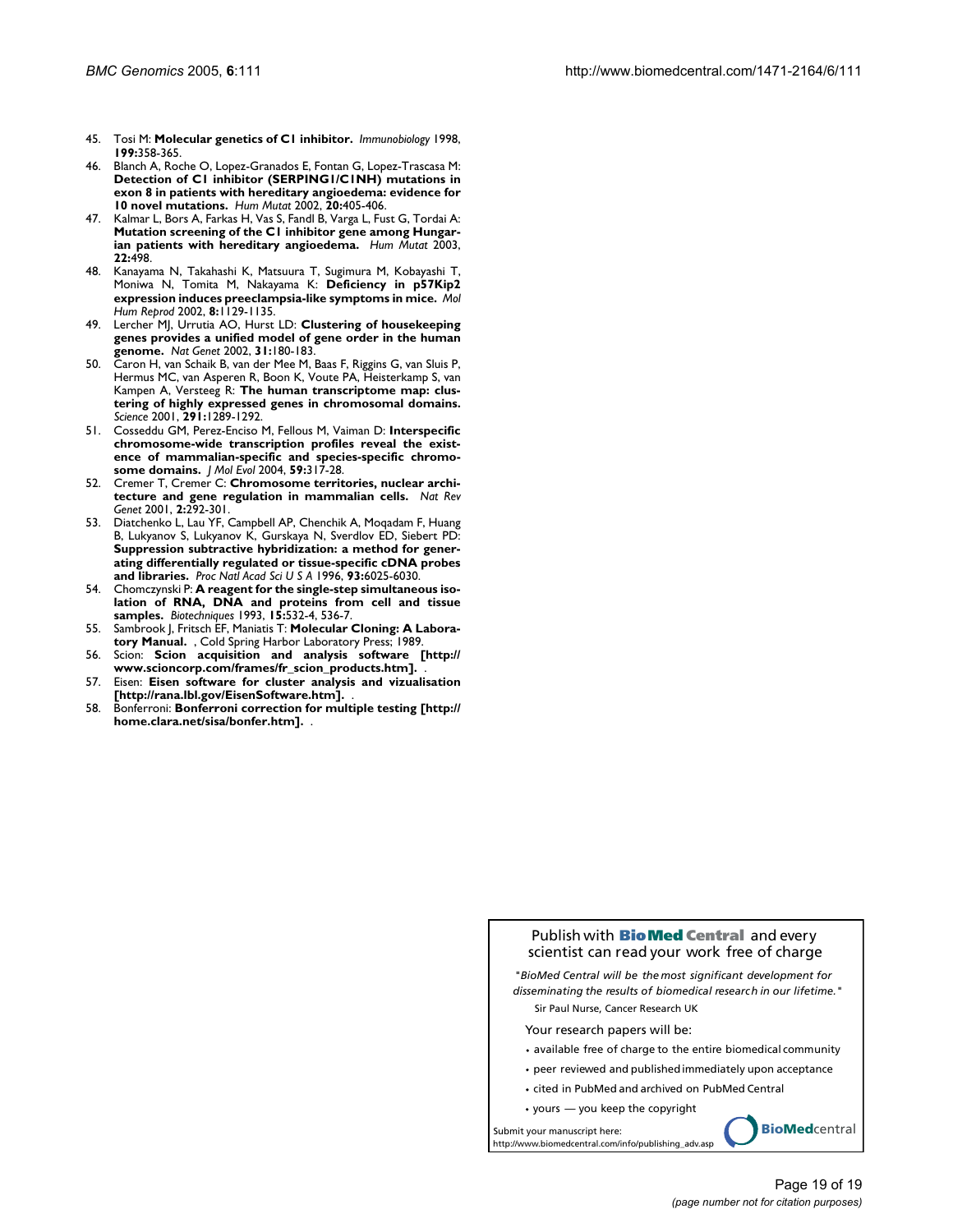45. Tosi M: **Molecular genetics of C1 inhibitor.** *Immunobiology* 1998, **199:**358-365.
46. Blanch A, Roche O, Lopez-Granados E, Fontan G, Lopez-Trascasa M: **Detection of C1 inhibitor (SERPING1/C1NH) mutations in exon 8 in patients with hereditary angioedema: evidence for 10 novel mutations.** *Hum Mutat* 2002, **20:**405-406.
47. Kalmar L, Bors A, Farkas H, Vas S, Fandl B, Varga L, Fust G, Tordai A: **Mutation screening of the C1 inhibitor gene among Hungarian patients with hereditary angioedema.** *Hum Mutat* 2003, **22:**498.
48. Kanayama N, Takahashi K, Matsuura T, Sugimura M, Kobayashi T, Moniwa N, Tomita M, Nakayama K: **Deficiency in p57Kip2 expression induces preeclampsia-like symptoms in mice.** *Mol Hum Reprod* 2002, **8:**1129-1135.
49. Lercher MJ, Urrutia AO, Hurst LD: **Clustering of housekeeping genes provides a unified model of gene order in the human genome.** *Nat Genet* 2002, **31:**180-183.
50. Caron H, van Schaik B, van der Mee M, Baas F, Riggins G, van Sluis P, Hermus MC, van Asperen R, Boon K, Voute PA, Heisterkamp S, van Kampen A, Versteeg R: **The human transcriptome map: clustering of highly expressed genes in chromosomal domains.** *Science* 2001, **291:**1289-1292.
51. Cosseddu GM, Perez-Enciso M, Fellous M, Vaiman D: **Interspecific chromosome-wide transcription profiles reveal the existence of mammalian-specific and species-specific chromosome domains.** *J Mol Evol* 2004, **59:**317-28.
52. Cremer T, Cremer C: **Chromosome territories, nuclear architecture and gene regulation in mammalian cells.** *Nat Rev Genet* 2001, **2:**292-301.
53. Diatchenko L, Lau YF, Campbell AP, Chenchik A, Moqadam F, Huang B, Lukyanov S, Lukyanov K, Gurskaya N, Sverdlov ED, Siebert PD: **Suppression subtractive hybridization: a method for generating differentially regulated or tissue-specific cDNA probes and libraries.** *Proc Natl Acad Sci U S A* 1996, **93:**6025-6030.
54. Chomczynski P: **A reagent for the single-step simultaneous isolation of RNA, DNA and proteins from cell and tissue samples.** *Biotechniques* 1993, **15:**532-4, 536-7.
55. Sambrook J, Fritsch EF, Maniatis T: **Molecular Cloning: A Laboratory Manual.** , Cold Spring Harbor Laboratory Press; 1989.
56. Scion: **Scion acquisition and analysis software [http://www.scioncorp.com/frames/fr_scion_products.htm].** .
57. Eisen: **Eisen software for cluster analysis and vizualisation [http://rana.lbl.gov/EisenSoftware.htm].** .
58. Bonferroni: **Bonferroni correction for multiple testing [http://home.clara.net/sisa/bonfer.htm].** .

Publish with **BioMed Central** and every scientist can read your work free of charge

*"BioMed Central will be the most significant development for disseminating the results of biomedical research in our lifetime."*

Sir Paul Nurse, Cancer Research UK

Your research papers will be:

- available free of charge to the entire biomedical community
- peer reviewed and published immediately upon acceptance
- cited in PubMed and archived on PubMed Central
- yours — you keep the copyright

Submit your manuscript here:
http://www.biomedcentral.com/info/publishing_adv.asp

**BioMed**central